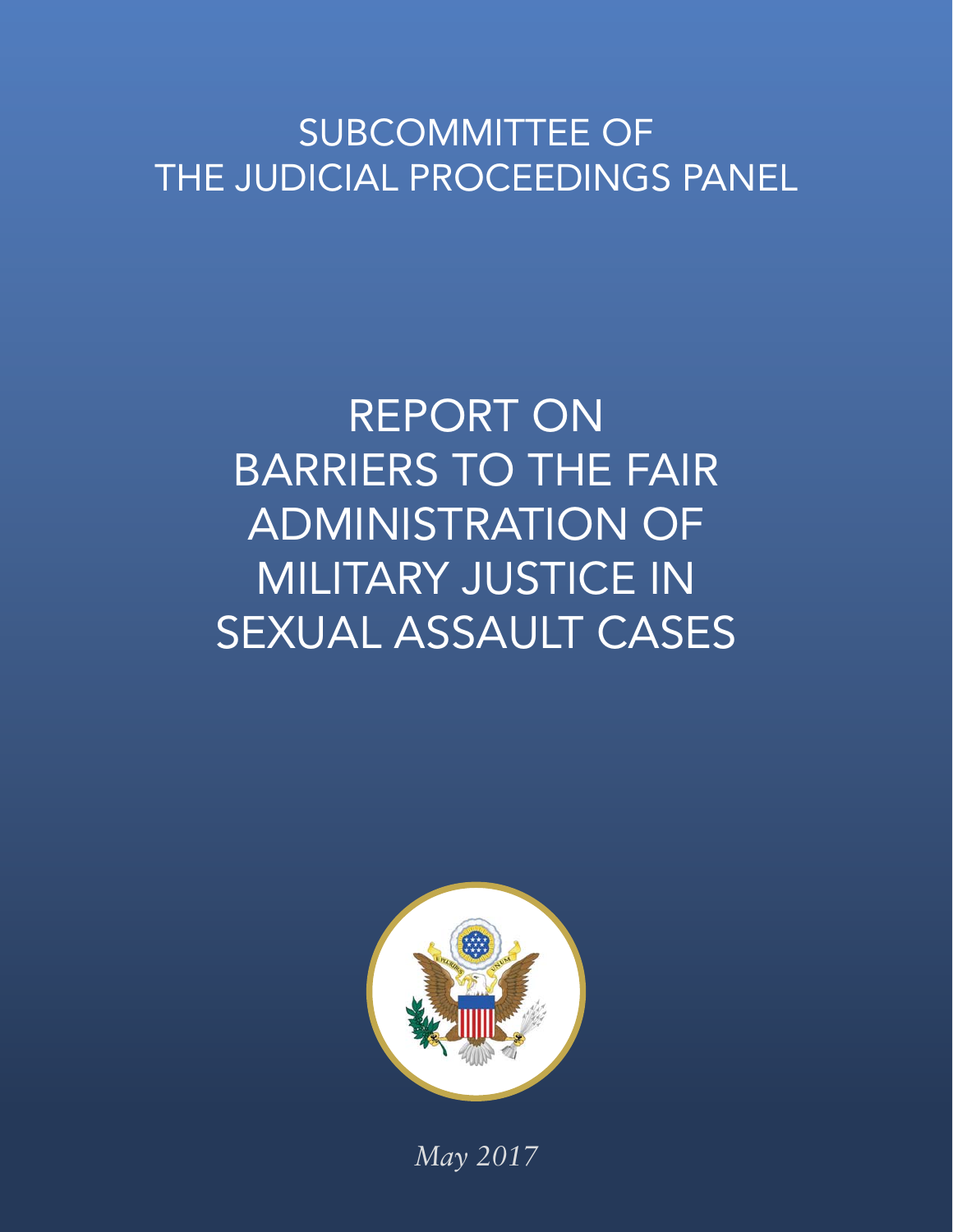# SUBCOMMITTEE OF THE JUDICIAL PROCEEDINGS PANEL

# REPORT ON BARRIERS TO THE FAIR ADMINISTRATION OF MILITARY JUSTICE IN SEXUAL ASSAULT CASES

*May 2017*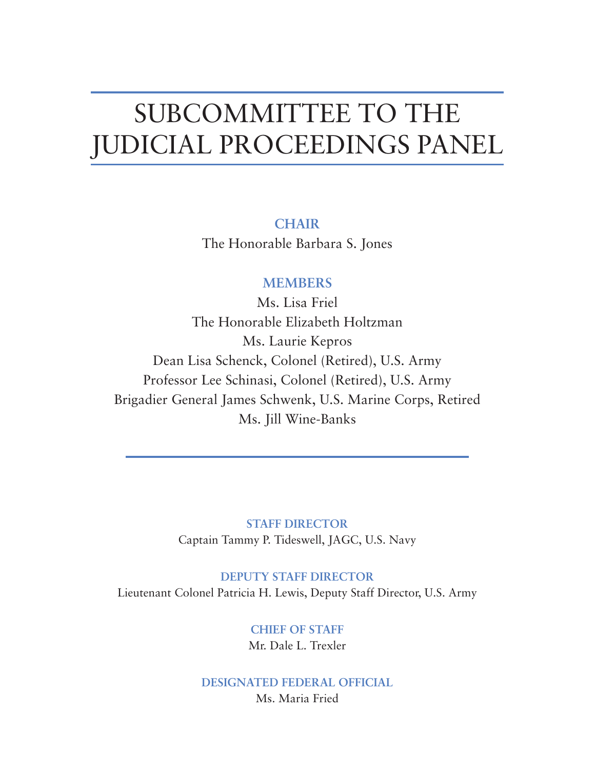# SUBCOMMITTEE TO THE JUDICIAL PROCEEDINGS PANEL

**CHAIR**

The Honorable Barbara S. Jones

**MEMBERS**

Ms. Lisa Friel

The Honorable Elizabeth Holtzman

Ms. Laurie Kepros

Dean Lisa Schenck, Colonel (Retired), U.S. Army

Professor Lee Schinasi, Colonel (Retired), U.S. Army

Brigadier General James Schwenk, U.S. Marine Corps, Retired

Ms. Jill Wine-Banks

---

**STAFF DIRECTOR**

Captain Tammy P. Tideswell, JAGC, U.S. Navy

**DEPUTY STAFF DIRECTOR**

Lieutenant Colonel Patricia H. Lewis, Deputy Staff Director, U.S. Army

**CHIEF OF STAFF**

Mr. Dale L. Trexler

**DESIGNATED FEDERAL OFFICIAL**

Ms. Maria Fried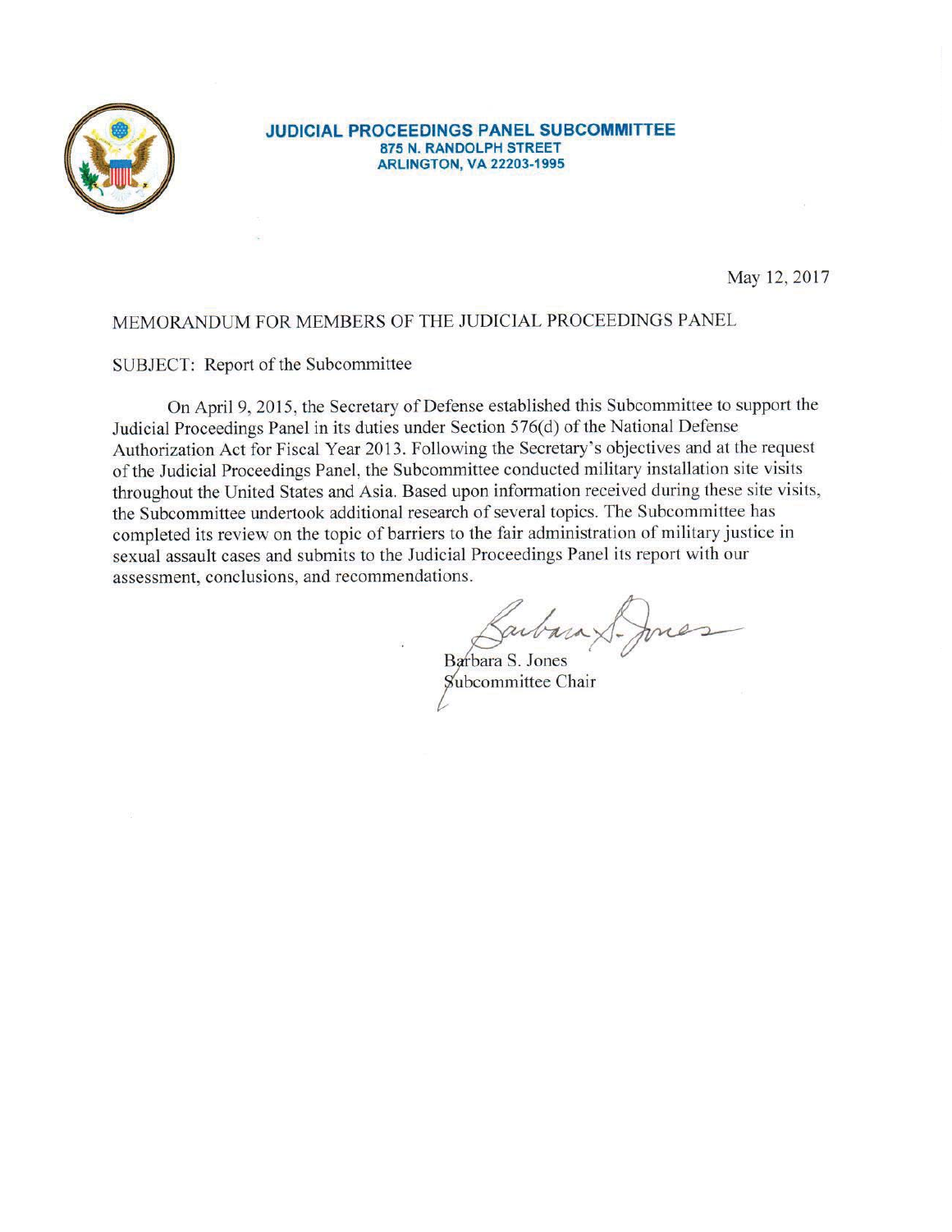**JUDICIAL PROCEEDINGS PANEL SUBCOMMITTEE**
**875 N. RANDOLPH STREET**
**ARLINGTON, VA 22203-1995**

May 12, 2017

MEMORANDUM FOR MEMBERS OF THE JUDICIAL PROCEEDINGS PANEL

SUBJECT: Report of the Subcommittee

On April 9, 2015, the Secretary of Defense established this Subcommittee to support the Judicial Proceedings Panel in its duties under Section 576(d) of the National Defense Authorization Act for Fiscal Year 2013. Following the Secretary's objectives and at the request of the Judicial Proceedings Panel, the Subcommittee conducted military installation site visits throughout the United States and Asia. Based upon information received during these site visits, the Subcommittee undertook additional research of several topics. The Subcommittee has completed its review on the topic of barriers to the fair administration of military justice in sexual assault cases and submits to the Judicial Proceedings Panel its report with our assessment, conclusions, and recommendations.

Barbara S. Jones
Subcommittee Chair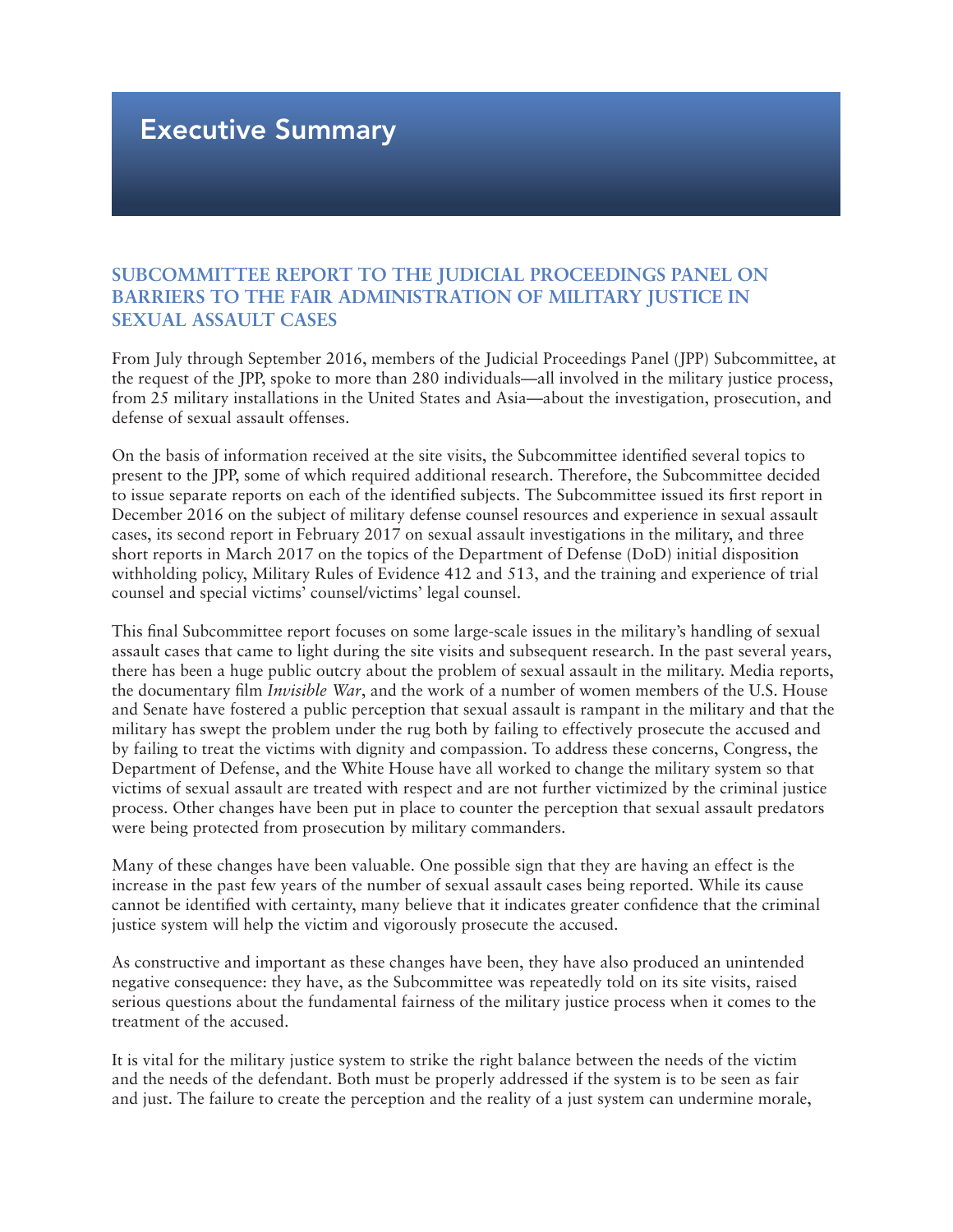# Executive Summary

## SUBCOMMITTEE REPORT TO THE JUDICIAL PROCEEDINGS PANEL ON BARRIERS TO THE FAIR ADMINISTRATION OF MILITARY JUSTICE IN SEXUAL ASSAULT CASES

From July through September 2016, members of the Judicial Proceedings Panel (JPP) Subcommittee, at the request of the JPP, spoke to more than 280 individuals—all involved in the military justice process, from 25 military installations in the United States and Asia—about the investigation, prosecution, and defense of sexual assault offenses.

On the basis of information received at the site visits, the Subcommittee identified several topics to present to the JPP, some of which required additional research. Therefore, the Subcommittee decided to issue separate reports on each of the identified subjects. The Subcommittee issued its first report in December 2016 on the subject of military defense counsel resources and experience in sexual assault cases, its second report in February 2017 on sexual assault investigations in the military, and three short reports in March 2017 on the topics of the Department of Defense (DoD) initial disposition withholding policy, Military Rules of Evidence 412 and 513, and the training and experience of trial counsel and special victims' counsel/victims' legal counsel.

This final Subcommittee report focuses on some large-scale issues in the military's handling of sexual assault cases that came to light during the site visits and subsequent research. In the past several years, there has been a huge public outcry about the problem of sexual assault in the military. Media reports, the documentary film *Invisible War*, and the work of a number of women members of the U.S. House and Senate have fostered a public perception that sexual assault is rampant in the military and that the military has swept the problem under the rug both by failing to effectively prosecute the accused and by failing to treat the victims with dignity and compassion. To address these concerns, Congress, the Department of Defense, and the White House have all worked to change the military system so that victims of sexual assault are treated with respect and are not further victimized by the criminal justice process. Other changes have been put in place to counter the perception that sexual assault predators were being protected from prosecution by military commanders.

Many of these changes have been valuable. One possible sign that they are having an effect is the increase in the past few years of the number of sexual assault cases being reported. While its cause cannot be identified with certainty, many believe that it indicates greater confidence that the criminal justice system will help the victim and vigorously prosecute the accused.

As constructive and important as these changes have been, they have also produced an unintended negative consequence: they have, as the Subcommittee was repeatedly told on its site visits, raised serious questions about the fundamental fairness of the military justice process when it comes to the treatment of the accused.

It is vital for the military justice system to strike the right balance between the needs of the victim and the needs of the defendant. Both must be properly addressed if the system is to be seen as fair and just. The failure to create the perception and the reality of a just system can undermine morale,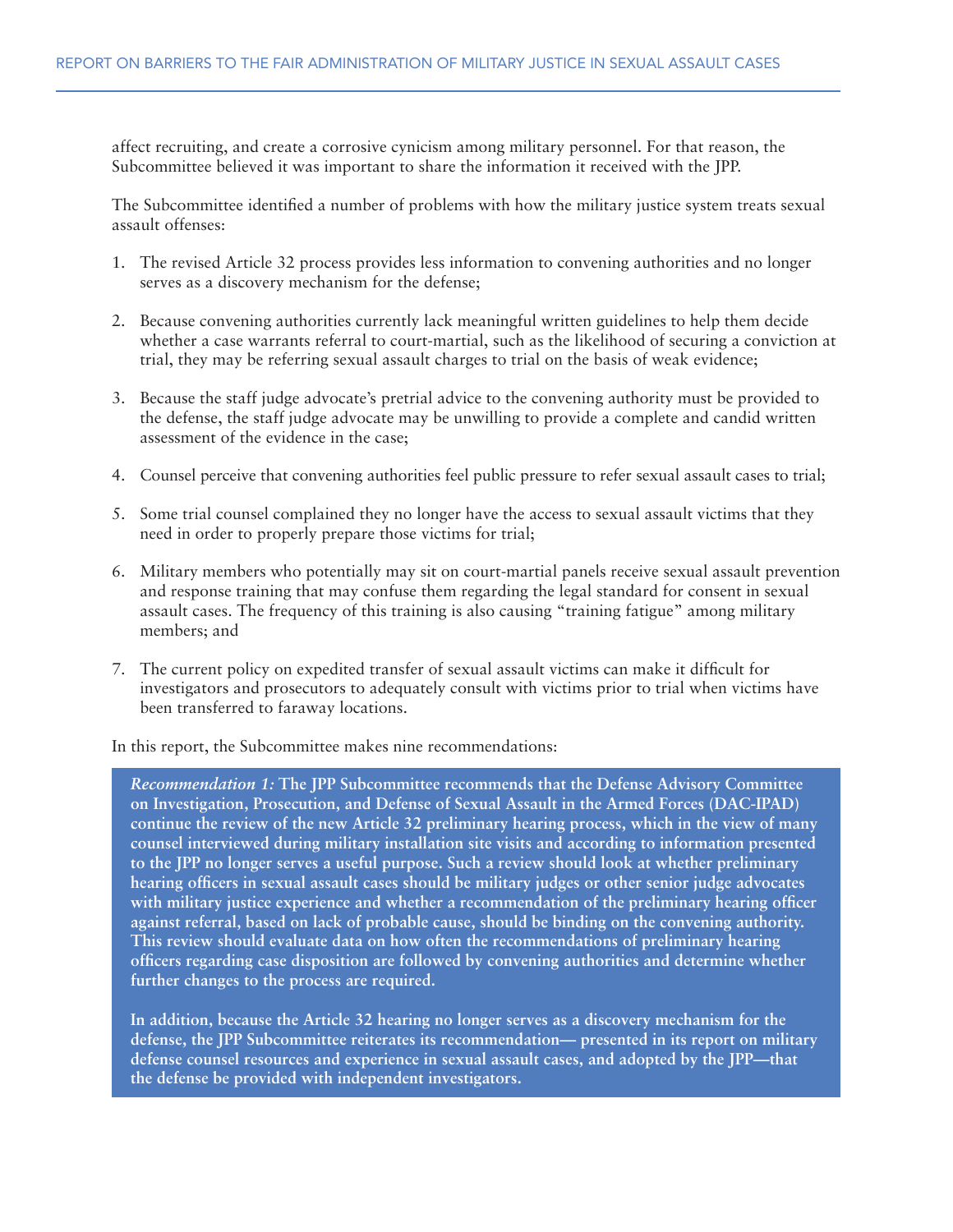affect recruiting, and create a corrosive cynicism among military personnel. For that reason, the Subcommittee believed it was important to share the information it received with the JPP.

The Subcommittee identified a number of problems with how the military justice system treats sexual assault offenses:

1. The revised Article 32 process provides less information to convening authorities and no longer serves as a discovery mechanism for the defense;

2. Because convening authorities currently lack meaningful written guidelines to help them decide whether a case warrants referral to court-martial, such as the likelihood of securing a conviction at trial, they may be referring sexual assault charges to trial on the basis of weak evidence;

3. Because the staff judge advocate's pretrial advice to the convening authority must be provided to the defense, the staff judge advocate may be unwilling to provide a complete and candid written assessment of the evidence in the case;

4. Counsel perceive that convening authorities feel public pressure to refer sexual assault cases to trial;

5. Some trial counsel complained they no longer have the access to sexual assault victims that they need in order to properly prepare those victims for trial;

6. Military members who potentially may sit on court-martial panels receive sexual assault prevention and response training that may confuse them regarding the legal standard for consent in sexual assault cases. The frequency of this training is also causing "training fatigue" among military members; and

7. The current policy on expedited transfer of sexual assault victims can make it difficult for investigators and prosecutors to adequately consult with victims prior to trial when victims have been transferred to faraway locations.

In this report, the Subcommittee makes nine recommendations:

> *Recommendation 1:* **The JPP Subcommittee recommends that the Defense Advisory Committee on Investigation, Prosecution, and Defense of Sexual Assault in the Armed Forces (DAC-IPAD) continue the review of the new Article 32 preliminary hearing process, which in the view of many counsel interviewed during military installation site visits and according to information presented to the JPP no longer serves a useful purpose. Such a review should look at whether preliminary hearing officers in sexual assault cases should be military judges or other senior judge advocates with military justice experience and whether a recommendation of the preliminary hearing officer against referral, based on lack of probable cause, should be binding on the convening authority. This review should evaluate data on how often the recommendations of preliminary hearing officers regarding case disposition are followed by convening authorities and determine whether further changes to the process are required.**
>
> **In addition, because the Article 32 hearing no longer serves as a discovery mechanism for the defense, the JPP Subcommittee reiterates its recommendation— presented in its report on military defense counsel resources and experience in sexual assault cases, and adopted by the JPP—that the defense be provided with independent investigators.**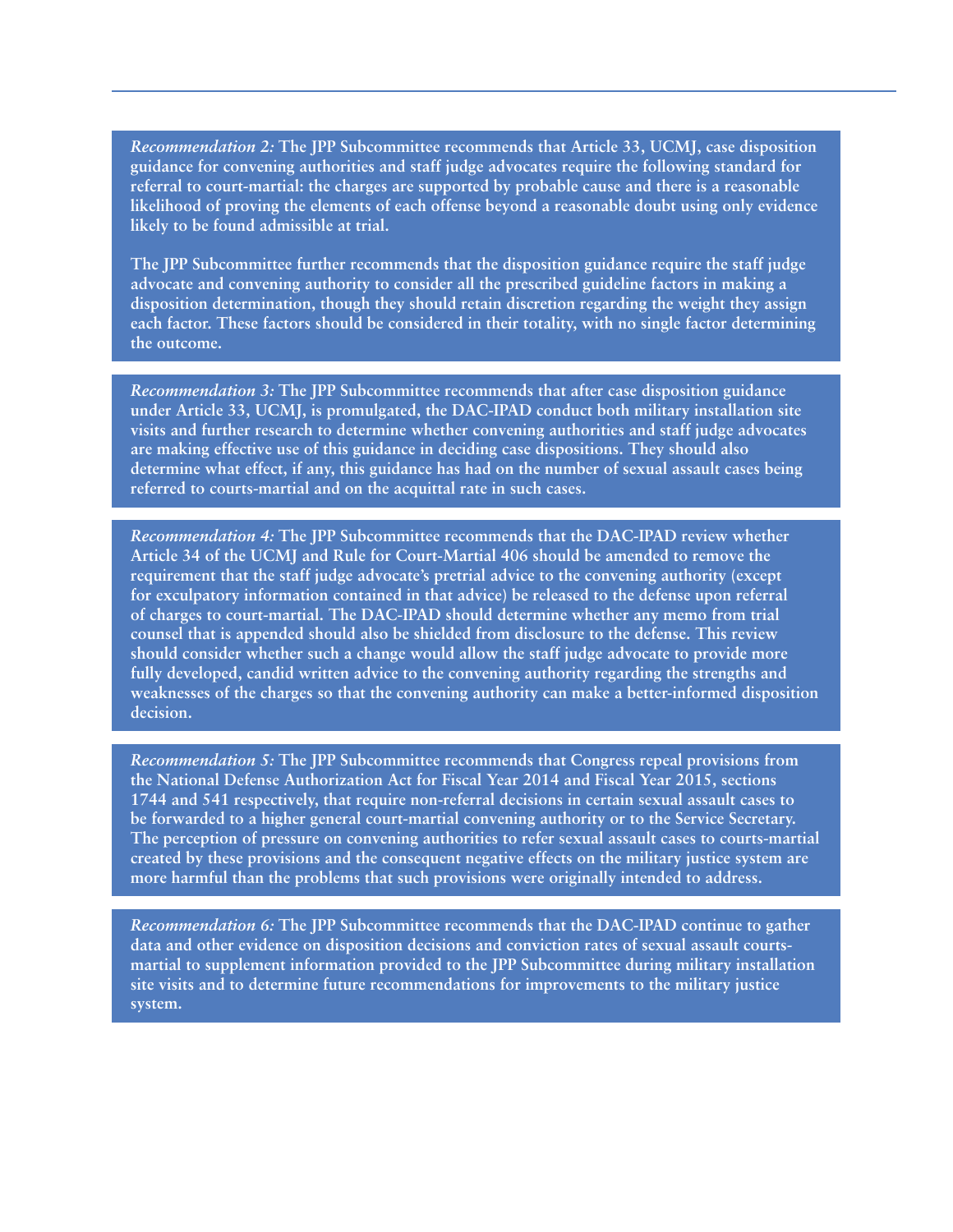*Recommendation 2:* **The JPP Subcommittee recommends that Article 33, UCMJ, case disposition guidance for convening authorities and staff judge advocates require the following standard for referral to court-martial: the charges are supported by probable cause and there is a reasonable likelihood of proving the elements of each offense beyond a reasonable doubt using only evidence likely to be found admissible at trial.**

**The JPP Subcommittee further recommends that the disposition guidance require the staff judge advocate and convening authority to consider all the prescribed guideline factors in making a disposition determination, though they should retain discretion regarding the weight they assign each factor. These factors should be considered in their totality, with no single factor determining the outcome.**

*Recommendation 3:* **The JPP Subcommittee recommends that after case disposition guidance under Article 33, UCMJ, is promulgated, the DAC-IPAD conduct both military installation site visits and further research to determine whether convening authorities and staff judge advocates are making effective use of this guidance in deciding case dispositions. They should also determine what effect, if any, this guidance has had on the number of sexual assault cases being referred to courts-martial and on the acquittal rate in such cases.**

*Recommendation 4:* **The JPP Subcommittee recommends that the DAC-IPAD review whether Article 34 of the UCMJ and Rule for Court-Martial 406 should be amended to remove the requirement that the staff judge advocate's pretrial advice to the convening authority (except for exculpatory information contained in that advice) be released to the defense upon referral of charges to court-martial. The DAC-IPAD should determine whether any memo from trial counsel that is appended should also be shielded from disclosure to the defense. This review should consider whether such a change would allow the staff judge advocate to provide more fully developed, candid written advice to the convening authority regarding the strengths and weaknesses of the charges so that the convening authority can make a better-informed disposition decision.**

*Recommendation 5:* **The JPP Subcommittee recommends that Congress repeal provisions from the National Defense Authorization Act for Fiscal Year 2014 and Fiscal Year 2015, sections 1744 and 541 respectively, that require non-referral decisions in certain sexual assault cases to be forwarded to a higher general court-martial convening authority or to the Service Secretary. The perception of pressure on convening authorities to refer sexual assault cases to courts-martial created by these provisions and the consequent negative effects on the military justice system are more harmful than the problems that such provisions were originally intended to address.**

*Recommendation 6:* **The JPP Subcommittee recommends that the DAC-IPAD continue to gather data and other evidence on disposition decisions and conviction rates of sexual assault courts-martial to supplement information provided to the JPP Subcommittee during military installation site visits and to determine future recommendations for improvements to the military justice system.**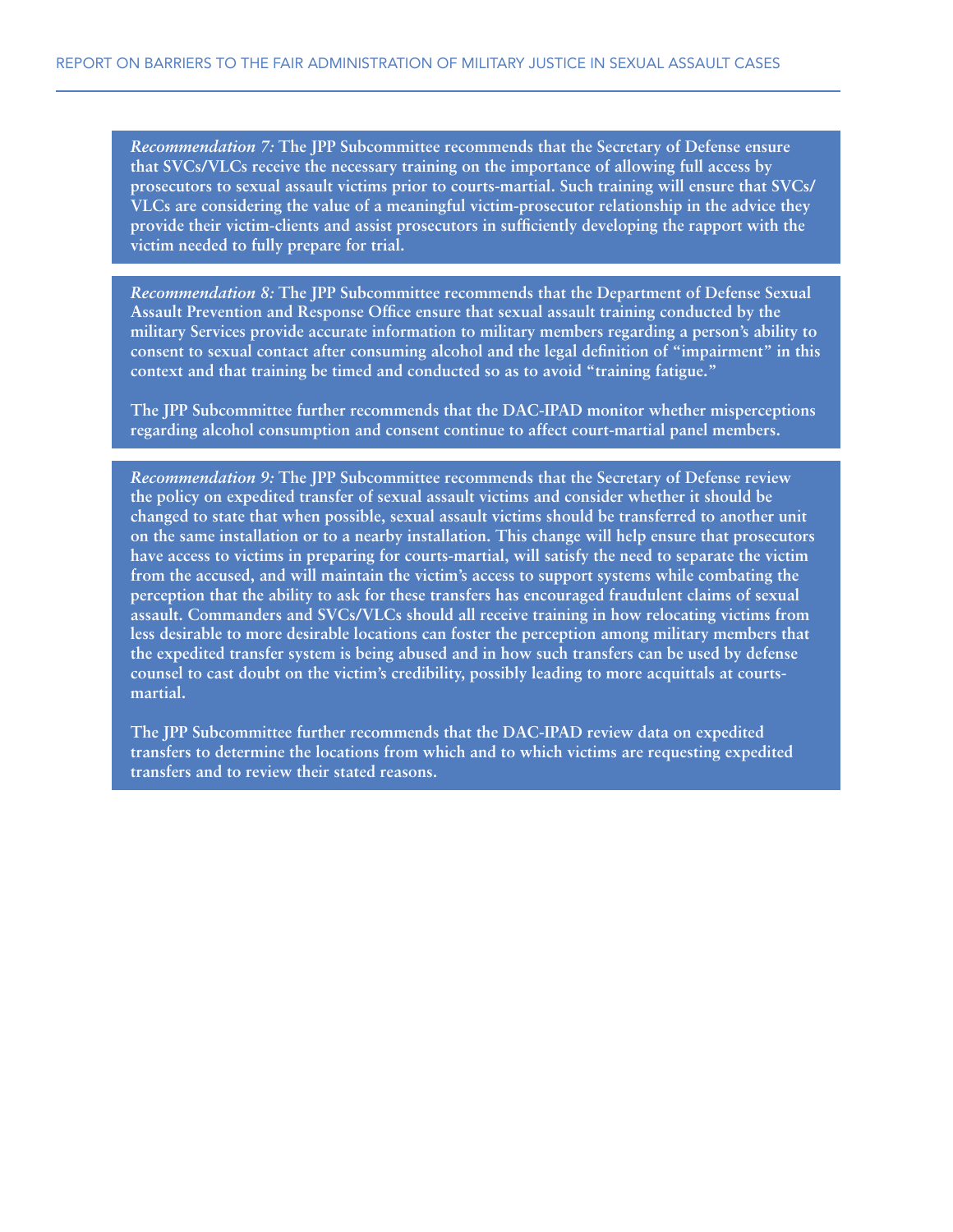***Recommendation 7:*** **The JPP Subcommittee recommends that the Secretary of Defense ensure that SVCs/VLCs receive the necessary training on the importance of allowing full access by prosecutors to sexual assault victims prior to courts-martial. Such training will ensure that SVCs/VLCs are considering the value of a meaningful victim-prosecutor relationship in the advice they provide their victim-clients and assist prosecutors in sufficiently developing the rapport with the victim needed to fully prepare for trial.**

***Recommendation 8:*** **The JPP Subcommittee recommends that the Department of Defense Sexual Assault Prevention and Response Office ensure that sexual assault training conducted by the military Services provide accurate information to military members regarding a person's ability to consent to sexual contact after consuming alcohol and the legal definition of "impairment" in this context and that training be timed and conducted so as to avoid "training fatigue."**

**The JPP Subcommittee further recommends that the DAC-IPAD monitor whether misperceptions regarding alcohol consumption and consent continue to affect court-martial panel members.**

***Recommendation 9:*** **The JPP Subcommittee recommends that the Secretary of Defense review the policy on expedited transfer of sexual assault victims and consider whether it should be changed to state that when possible, sexual assault victims should be transferred to another unit on the same installation or to a nearby installation. This change will help ensure that prosecutors have access to victims in preparing for courts-martial, will satisfy the need to separate the victim from the accused, and will maintain the victim's access to support systems while combating the perception that the ability to ask for these transfers has encouraged fraudulent claims of sexual assault. Commanders and SVCs/VLCs should all receive training in how relocating victims from less desirable to more desirable locations can foster the perception among military members that the expedited transfer system is being abused and in how such transfers can be used by defense counsel to cast doubt on the victim's credibility, possibly leading to more acquittals at courts-martial.**

**The JPP Subcommittee further recommends that the DAC-IPAD review data on expedited transfers to determine the locations from which and to which victims are requesting expedited transfers and to review their stated reasons.**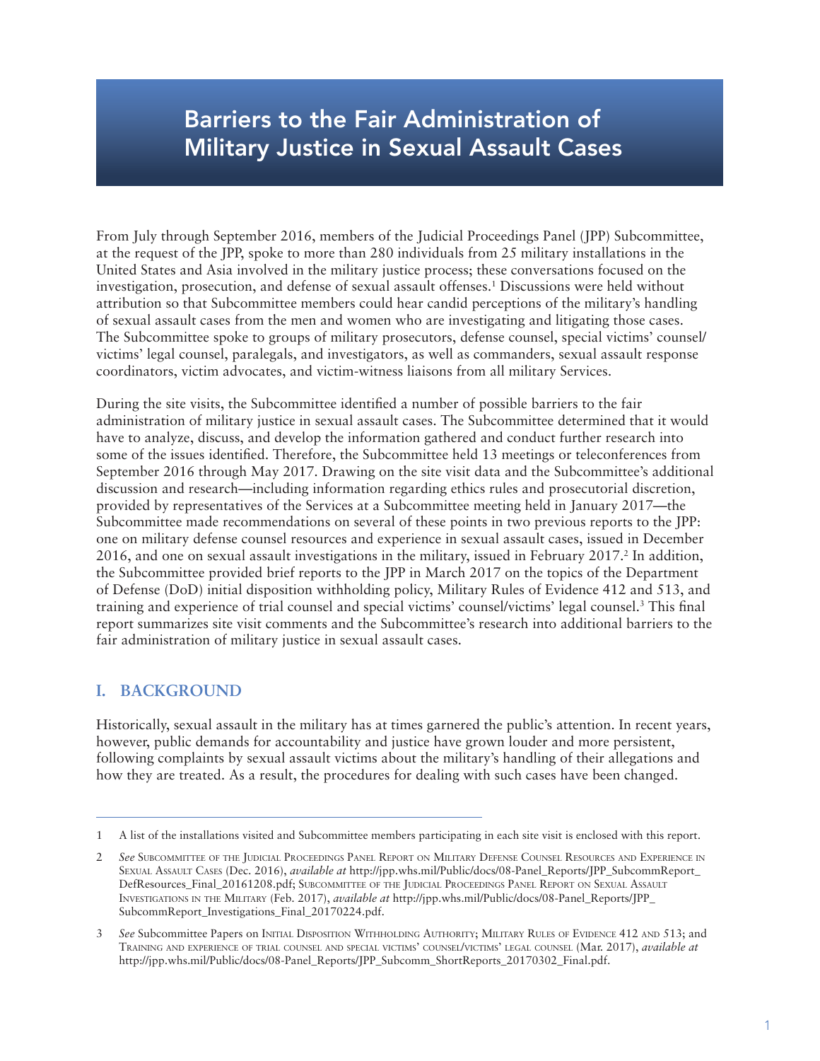# Barriers to the Fair Administration of Military Justice in Sexual Assault Cases

From July through September 2016, members of the Judicial Proceedings Panel (JPP) Subcommittee, at the request of the JPP, spoke to more than 280 individuals from 25 military installations in the United States and Asia involved in the military justice process; these conversations focused on the investigation, prosecution, and defense of sexual assault offenses.[1] Discussions were held without attribution so that Subcommittee members could hear candid perceptions of the military's handling of sexual assault cases from the men and women who are investigating and litigating those cases. The Subcommittee spoke to groups of military prosecutors, defense counsel, special victims' counsel/victims' legal counsel, paralegals, and investigators, as well as commanders, sexual assault response coordinators, victim advocates, and victim-witness liaisons from all military Services.

During the site visits, the Subcommittee identified a number of possible barriers to the fair administration of military justice in sexual assault cases. The Subcommittee determined that it would have to analyze, discuss, and develop the information gathered and conduct further research into some of the issues identified. Therefore, the Subcommittee held 13 meetings or teleconferences from September 2016 through May 2017. Drawing on the site visit data and the Subcommittee's additional discussion and research—including information regarding ethics rules and prosecutorial discretion, provided by representatives of the Services at a Subcommittee meeting held in January 2017—the Subcommittee made recommendations on several of these points in two previous reports to the JPP: one on military defense counsel resources and experience in sexual assault cases, issued in December 2016, and one on sexual assault investigations in the military, issued in February 2017.[2] In addition, the Subcommittee provided brief reports to the JPP in March 2017 on the topics of the Department of Defense (DoD) initial disposition withholding policy, Military Rules of Evidence 412 and 513, and training and experience of trial counsel and special victims' counsel/victims' legal counsel.[3] This final report summarizes site visit comments and the Subcommittee's research into additional barriers to the fair administration of military justice in sexual assault cases.

## I. BACKGROUND

Historically, sexual assault in the military has at times garnered the public's attention. In recent years, however, public demands for accountability and justice have grown louder and more persistent, following complaints by sexual assault victims about the military's handling of their allegations and how they are treated. As a result, the procedures for dealing with such cases have been changed.

---

1 A list of the installations visited and Subcommittee members participating in each site visit is enclosed with this report.

2 *See* Subcommittee of the Judicial Proceedings Panel Report on Military Defense Counsel Resources and Experience in Sexual Assault Cases (Dec. 2016), *available at* http://jpp.whs.mil/Public/docs/08-Panel_Reports/JPP_SubcommReport_DefResources_Final_20161208.pdf; Subcommittee of the Judicial Proceedings Panel Report on Sexual Assault Investigations in the Military (Feb. 2017), *available at* http://jpp.whs.mil/Public/docs/08-Panel_Reports/JPP_SubcommReport_Investigations_Final_20170224.pdf.

3 *See* Subcommittee Papers on Initial Disposition Withholding Authority; Military Rules of Evidence 412 and 513; and Training and experience of trial counsel and special victims' counsel/victims' legal counsel (Mar. 2017), *available at* http://jpp.whs.mil/Public/docs/08-Panel_Reports/JPP_Subcomm_ShortReports_20170302_Final.pdf.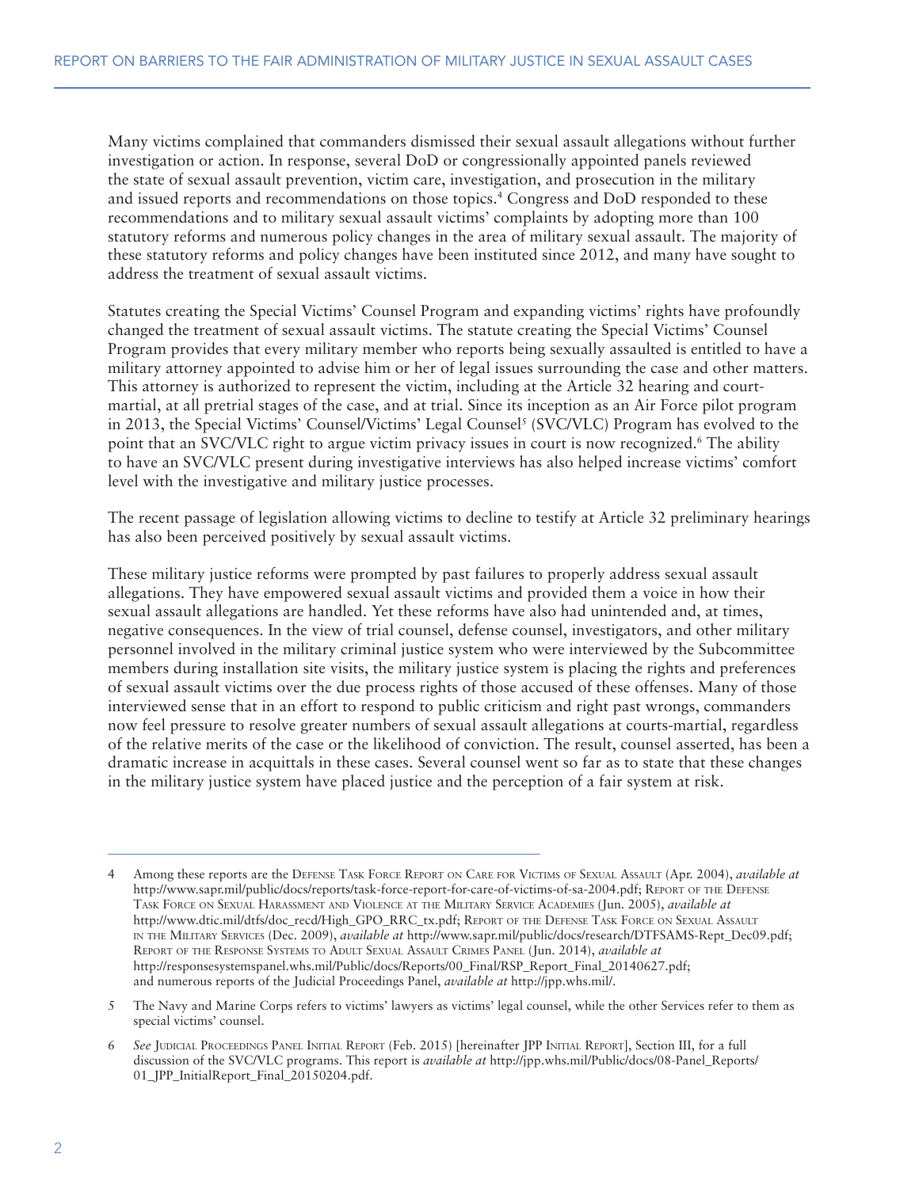Many victims complained that commanders dismissed their sexual assault allegations without further investigation or action. In response, several DoD or congressionally appointed panels reviewed the state of sexual assault prevention, victim care, investigation, and prosecution in the military and issued reports and recommendations on those topics.[4] Congress and DoD responded to these recommendations and to military sexual assault victims' complaints by adopting more than 100 statutory reforms and numerous policy changes in the area of military sexual assault. The majority of these statutory reforms and policy changes have been instituted since 2012, and many have sought to address the treatment of sexual assault victims.

Statutes creating the Special Victims' Counsel Program and expanding victims' rights have profoundly changed the treatment of sexual assault victims. The statute creating the Special Victims' Counsel Program provides that every military member who reports being sexually assaulted is entitled to have a military attorney appointed to advise him or her of legal issues surrounding the case and other matters. This attorney is authorized to represent the victim, including at the Article 32 hearing and court-martial, at all pretrial stages of the case, and at trial. Since its inception as an Air Force pilot program in 2013, the Special Victims' Counsel/Victims' Legal Counsel[5] (SVC/VLC) Program has evolved to the point that an SVC/VLC right to argue victim privacy issues in court is now recognized.[6] The ability to have an SVC/VLC present during investigative interviews has also helped increase victims' comfort level with the investigative and military justice processes.

The recent passage of legislation allowing victims to decline to testify at Article 32 preliminary hearings has also been perceived positively by sexual assault victims.

These military justice reforms were prompted by past failures to properly address sexual assault allegations. They have empowered sexual assault victims and provided them a voice in how their sexual assault allegations are handled. Yet these reforms have also had unintended and, at times, negative consequences. In the view of trial counsel, defense counsel, investigators, and other military personnel involved in the military criminal justice system who were interviewed by the Subcommittee members during installation site visits, the military justice system is placing the rights and preferences of sexual assault victims over the due process rights of those accused of these offenses. Many of those interviewed sense that in an effort to respond to public criticism and right past wrongs, commanders now feel pressure to resolve greater numbers of sexual assault allegations at courts-martial, regardless of the relative merits of the case or the likelihood of conviction. The result, counsel asserted, has been a dramatic increase in acquittals in these cases. Several counsel went so far as to state that these changes in the military justice system have placed justice and the perception of a fair system at risk.

---

4 Among these reports are the Defense Task Force Report on Care for Victims of Sexual Assault (Apr. 2004), *available at* http://www.sapr.mil/public/docs/reports/task-force-report-for-care-of-victims-of-sa-2004.pdf; Report of the Defense Task Force on Sexual Harassment and Violence at the Military Service Academies (Jun. 2005), *available at* http://www.dtic.mil/dtfs/doc_recd/High_GPO_RRC_tx.pdf; Report of the Defense Task Force on Sexual Assault in the Military Services (Dec. 2009), *available at* http://www.sapr.mil/public/docs/research/DTFSAMS-Rept_Dec09.pdf; Report of the Response Systems to Adult Sexual Assault Crimes Panel (Jun. 2014), *available at* http://responsesystemspanel.whs.mil/Public/docs/Reports/00_Final/RSP_Report_Final_20140627.pdf; and numerous reports of the Judicial Proceedings Panel, *available at* http://jpp.whs.mil/.

5 The Navy and Marine Corps refers to victims' lawyers as victims' legal counsel, while the other Services refer to them as special victims' counsel.

6 *See* Judicial Proceedings Panel Initial Report (Feb. 2015) [hereinafter JPP Initial Report], Section III, for a full discussion of the SVC/VLC programs. This report is *available at* http://jpp.whs.mil/Public/docs/08-Panel_Reports/01_JPP_InitialReport_Final_20150204.pdf.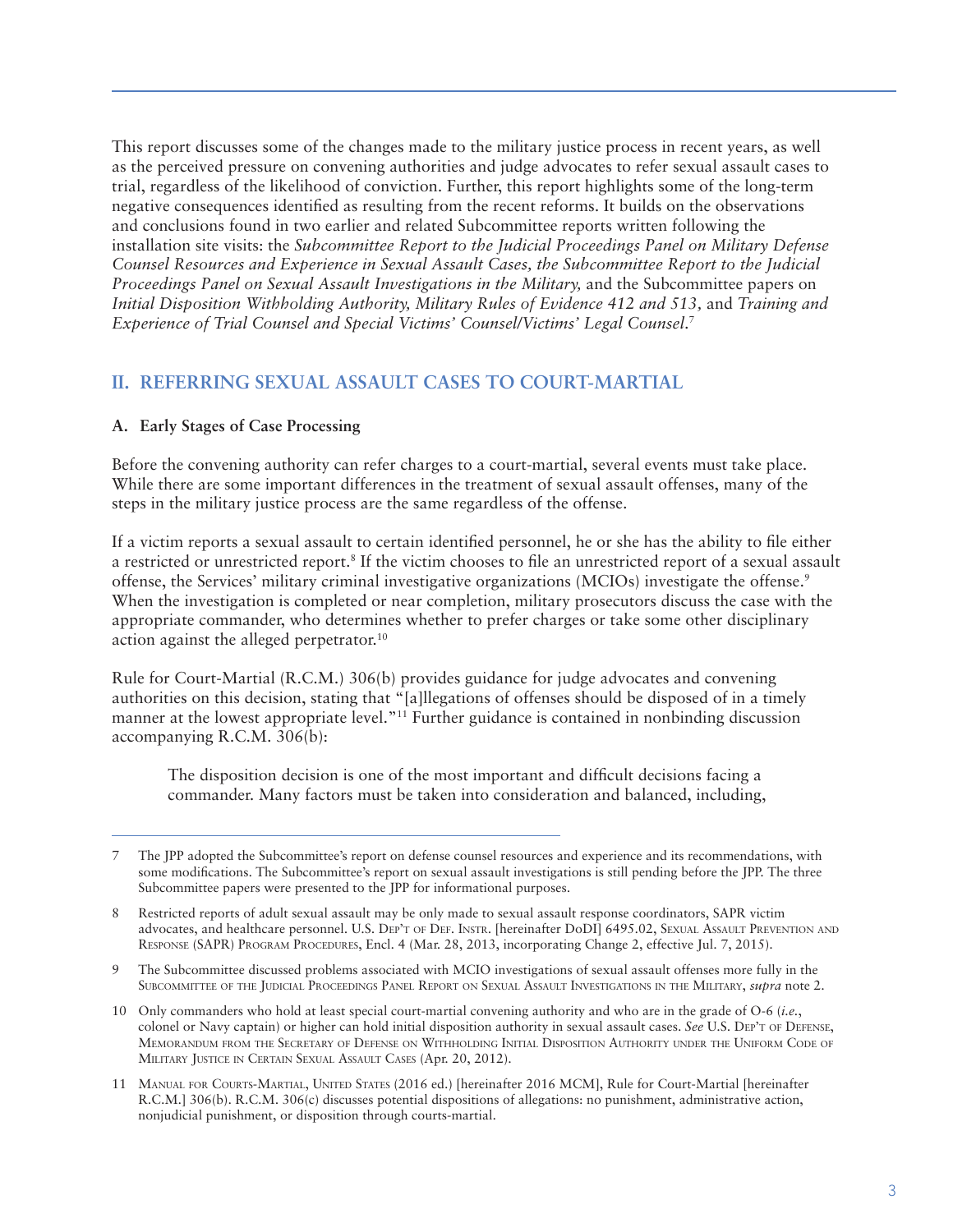This report discusses some of the changes made to the military justice process in recent years, as well as the perceived pressure on convening authorities and judge advocates to refer sexual assault cases to trial, regardless of the likelihood of conviction. Further, this report highlights some of the long-term negative consequences identified as resulting from the recent reforms. It builds on the observations and conclusions found in two earlier and related Subcommittee reports written following the installation site visits: the *Subcommittee Report to the Judicial Proceedings Panel on Military Defense Counsel Resources and Experience in Sexual Assault Cases, the Subcommittee Report to the Judicial Proceedings Panel on Sexual Assault Investigations in the Military,* and the Subcommittee papers on *Initial Disposition Withholding Authority, Military Rules of Evidence 412 and 513,* and *Training and Experience of Trial Counsel and Special Victims' Counsel/Victims' Legal Counsel*.[7]

## II. REFERRING SEXUAL ASSAULT CASES TO COURT-MARTIAL

### A. Early Stages of Case Processing

Before the convening authority can refer charges to a court-martial, several events must take place. While there are some important differences in the treatment of sexual assault offenses, many of the steps in the military justice process are the same regardless of the offense.

If a victim reports a sexual assault to certain identified personnel, he or she has the ability to file either a restricted or unrestricted report.[8] If the victim chooses to file an unrestricted report of a sexual assault offense, the Services' military criminal investigative organizations (MCIOs) investigate the offense.[9] When the investigation is completed or near completion, military prosecutors discuss the case with the appropriate commander, who determines whether to prefer charges or take some other disciplinary action against the alleged perpetrator.[10]

Rule for Court-Martial (R.C.M.) 306(b) provides guidance for judge advocates and convening authorities on this decision, stating that "[a]llegations of offenses should be disposed of in a timely manner at the lowest appropriate level."[11] Further guidance is contained in nonbinding discussion accompanying R.C.M. 306(b):

> The disposition decision is one of the most important and difficult decisions facing a commander. Many factors must be taken into consideration and balanced, including,

---

7 The JPP adopted the Subcommittee's report on defense counsel resources and experience and its recommendations, with some modifications. The Subcommittee's report on sexual assault investigations is still pending before the JPP. The three Subcommittee papers were presented to the JPP for informational purposes.

8 Restricted reports of adult sexual assault may be only made to sexual assault response coordinators, SAPR victim advocates, and healthcare personnel. U.S. Dep't of Def. Instr. [hereinafter DoDI] 6495.02, Sexual Assault Prevention and Response (SAPR) Program Procedures, Encl. 4 (Mar. 28, 2013, incorporating Change 2, effective Jul. 7, 2015).

9 The Subcommittee discussed problems associated with MCIO investigations of sexual assault offenses more fully in the Subcommittee of the Judicial Proceedings Panel Report on Sexual Assault Investigations in the Military, *supra* note 2.

10 Only commanders who hold at least special court-martial convening authority and who are in the grade of O-6 (*i.e.*, colonel or Navy captain) or higher can hold initial disposition authority in sexual assault cases. *See* U.S. Dep't of Defense, Memorandum from the Secretary of Defense on Withholding Initial Disposition Authority under the Uniform Code of Military Justice in Certain Sexual Assault Cases (Apr. 20, 2012).

11 Manual for Courts-Martial, United States (2016 ed.) [hereinafter 2016 MCM], Rule for Court-Martial [hereinafter R.C.M.] 306(b). R.C.M. 306(c) discusses potential dispositions of allegations: no punishment, administrative action, nonjudicial punishment, or disposition through courts-martial.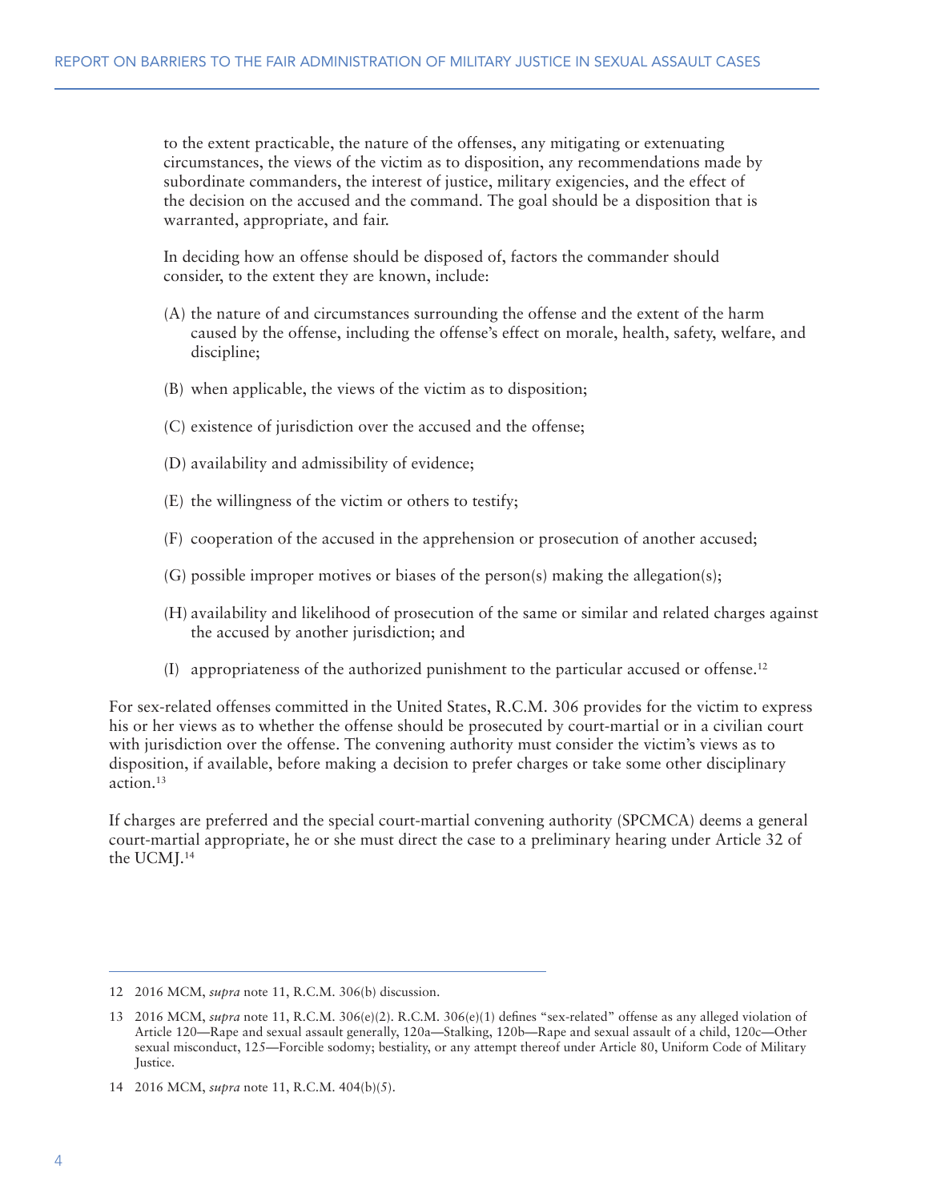> to the extent practicable, the nature of the offenses, any mitigating or extenuating circumstances, the views of the victim as to disposition, any recommendations made by subordinate commanders, the interest of justice, military exigencies, and the effect of the decision on the accused and the command. The goal should be a disposition that is warranted, appropriate, and fair.
>
> In deciding how an offense should be disposed of, factors the commander should consider, to the extent they are known, include:
>
> (A) the nature of and circumstances surrounding the offense and the extent of the harm caused by the offense, including the offense's effect on morale, health, safety, welfare, and discipline;
>
> (B) when applicable, the views of the victim as to disposition;
>
> (C) existence of jurisdiction over the accused and the offense;
>
> (D) availability and admissibility of evidence;
>
> (E) the willingness of the victim or others to testify;
>
> (F) cooperation of the accused in the apprehension or prosecution of another accused;
>
> (G) possible improper motives or biases of the person(s) making the allegation(s);
>
> (H) availability and likelihood of prosecution of the same or similar and related charges against the accused by another jurisdiction; and
>
> (I) appropriateness of the authorized punishment to the particular accused or offense.[12]

For sex-related offenses committed in the United States, R.C.M. 306 provides for the victim to express his or her views as to whether the offense should be prosecuted by court-martial or in a civilian court with jurisdiction over the offense. The convening authority must consider the victim's views as to disposition, if available, before making a decision to prefer charges or take some other disciplinary action.[13]

If charges are preferred and the special court-martial convening authority (SPCMCA) deems a general court-martial appropriate, he or she must direct the case to a preliminary hearing under Article 32 of the UCMJ.[14]

---

12 2016 MCM, *supra* note 11, R.C.M. 306(b) discussion.

13 2016 MCM, *supra* note 11, R.C.M. 306(e)(2). R.C.M. 306(e)(1) defines "sex-related" offense as any alleged violation of Article 120—Rape and sexual assault generally, 120a—Stalking, 120b—Rape and sexual assault of a child, 120c—Other sexual misconduct, 125—Forcible sodomy; bestiality, or any attempt thereof under Article 80, Uniform Code of Military Justice.

14 2016 MCM, *supra* note 11, R.C.M. 404(b)(5).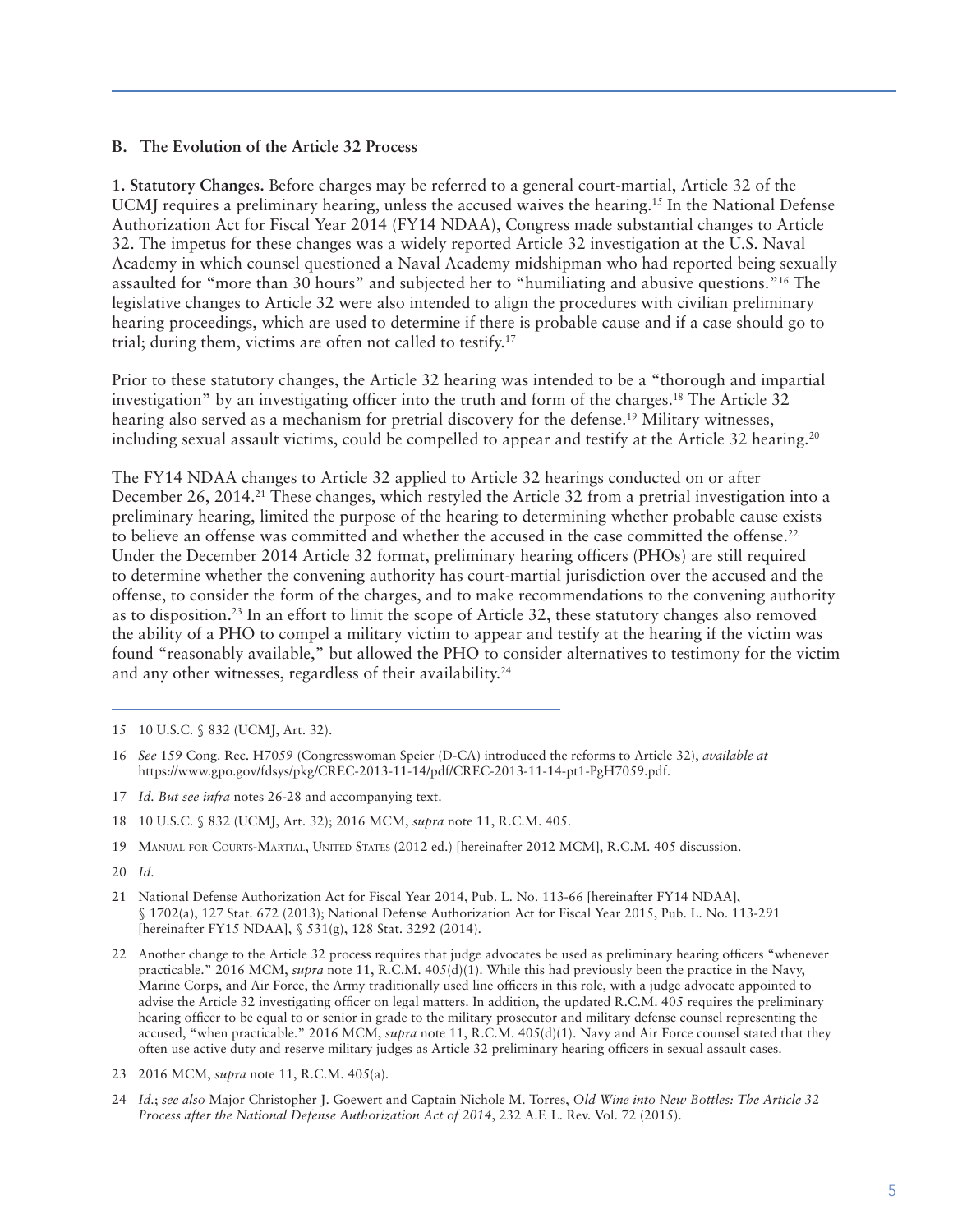### B. The Evolution of the Article 32 Process

**1. Statutory Changes.** Before charges may be referred to a general court-martial, Article 32 of the UCMJ requires a preliminary hearing, unless the accused waives the hearing.[15] In the National Defense Authorization Act for Fiscal Year 2014 (FY14 NDAA), Congress made substantial changes to Article 32. The impetus for these changes was a widely reported Article 32 investigation at the U.S. Naval Academy in which counsel questioned a Naval Academy midshipman who had reported being sexually assaulted for "more than 30 hours" and subjected her to "humiliating and abusive questions."[16] The legislative changes to Article 32 were also intended to align the procedures with civilian preliminary hearing proceedings, which are used to determine if there is probable cause and if a case should go to trial; during them, victims are often not called to testify.[17]

Prior to these statutory changes, the Article 32 hearing was intended to be a "thorough and impartial investigation" by an investigating officer into the truth and form of the charges.[18] The Article 32 hearing also served as a mechanism for pretrial discovery for the defense.[19] Military witnesses, including sexual assault victims, could be compelled to appear and testify at the Article 32 hearing.[20]

The FY14 NDAA changes to Article 32 applied to Article 32 hearings conducted on or after December 26, 2014.[21] These changes, which restyled the Article 32 from a pretrial investigation into a preliminary hearing, limited the purpose of the hearing to determining whether probable cause exists to believe an offense was committed and whether the accused in the case committed the offense.[22] Under the December 2014 Article 32 format, preliminary hearing officers (PHOs) are still required to determine whether the convening authority has court-martial jurisdiction over the accused and the offense, to consider the form of the charges, and to make recommendations to the convening authority as to disposition.[23] In an effort to limit the scope of Article 32, these statutory changes also removed the ability of a PHO to compel a military victim to appear and testify at the hearing if the victim was found "reasonably available," but allowed the PHO to consider alternatives to testimony for the victim and any other witnesses, regardless of their availability.[24]

---

15 10 U.S.C. § 832 (UCMJ, Art. 32).

16 *See* 159 Cong. Rec. H7059 (Congresswoman Speier (D-CA) introduced the reforms to Article 32), *available at* https://www.gpo.gov/fdsys/pkg/CREC-2013-11-14/pdf/CREC-2013-11-14-pt1-PgH7059.pdf.

17 *Id. But see infra* notes 26-28 and accompanying text.

18 10 U.S.C. § 832 (UCMJ, Art. 32); 2016 MCM, *supra* note 11, R.C.M. 405.

19 Manual for Courts-Martial, United States (2012 ed.) [hereinafter 2012 MCM], R.C.M. 405 discussion.

20 *Id.*

21 National Defense Authorization Act for Fiscal Year 2014, Pub. L. No. 113-66 [hereinafter FY14 NDAA], § 1702(a), 127 Stat. 672 (2013); National Defense Authorization Act for Fiscal Year 2015, Pub. L. No. 113-291 [hereinafter FY15 NDAA], § 531(g), 128 Stat. 3292 (2014).

22 Another change to the Article 32 process requires that judge advocates be used as preliminary hearing officers "whenever practicable." 2016 MCM, *supra* note 11, R.C.M. 405(d)(1). While this had previously been the practice in the Navy, Marine Corps, and Air Force, the Army traditionally used line officers in this role, with a judge advocate appointed to advise the Article 32 investigating officer on legal matters. In addition, the updated R.C.M. 405 requires the preliminary hearing officer to be equal to or senior in grade to the military prosecutor and military defense counsel representing the accused, "when practicable." 2016 MCM, *supra* note 11, R.C.M. 405(d)(1). Navy and Air Force counsel stated that they often use active duty and reserve military judges as Article 32 preliminary hearing officers in sexual assault cases.

23 2016 MCM, *supra* note 11, R.C.M. 405(a).

24 *Id.*; *see also* Major Christopher J. Goewert and Captain Nichole M. Torres, *Old Wine into New Bottles: The Article 32 Process after the National Defense Authorization Act of 2014*, 232 A.F. L. Rev. Vol. 72 (2015).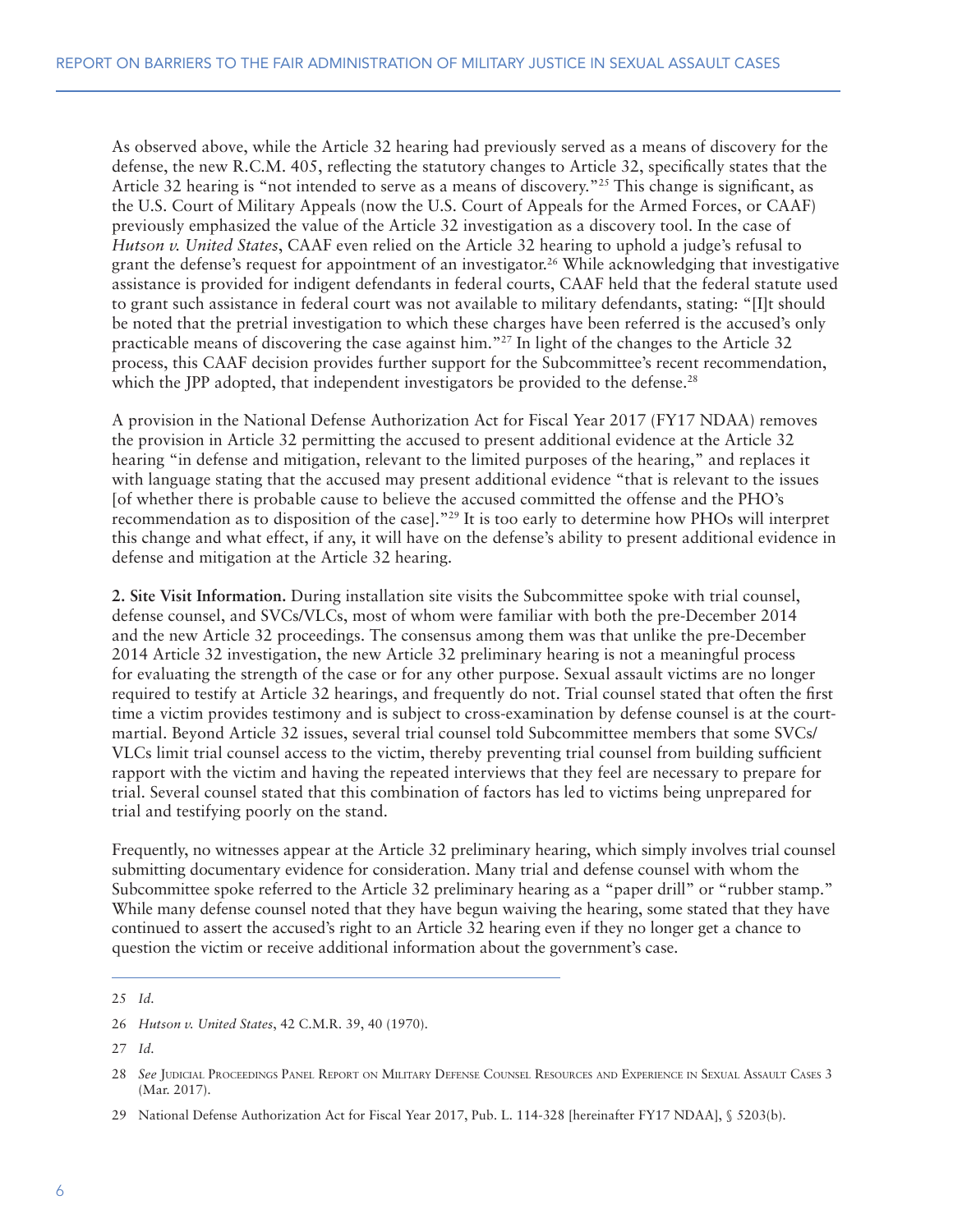As observed above, while the Article 32 hearing had previously served as a means of discovery for the defense, the new R.C.M. 405, reflecting the statutory changes to Article 32, specifically states that the Article 32 hearing is "not intended to serve as a means of discovery."[25] This change is significant, as the U.S. Court of Military Appeals (now the U.S. Court of Appeals for the Armed Forces, or CAAF) previously emphasized the value of the Article 32 investigation as a discovery tool. In the case of *Hutson v. United States*, CAAF even relied on the Article 32 hearing to uphold a judge's refusal to grant the defense's request for appointment of an investigator.[26] While acknowledging that investigative assistance is provided for indigent defendants in federal courts, CAAF held that the federal statute used to grant such assistance in federal court was not available to military defendants, stating: "[I]t should be noted that the pretrial investigation to which these charges have been referred is the accused's only practicable means of discovering the case against him."[27] In light of the changes to the Article 32 process, this CAAF decision provides further support for the Subcommittee's recent recommendation, which the JPP adopted, that independent investigators be provided to the defense.[28]

A provision in the National Defense Authorization Act for Fiscal Year 2017 (FY17 NDAA) removes the provision in Article 32 permitting the accused to present additional evidence at the Article 32 hearing "in defense and mitigation, relevant to the limited purposes of the hearing," and replaces it with language stating that the accused may present additional evidence "that is relevant to the issues [of whether there is probable cause to believe the accused committed the offense and the PHO's recommendation as to disposition of the case]."[29] It is too early to determine how PHOs will interpret this change and what effect, if any, it will have on the defense's ability to present additional evidence in defense and mitigation at the Article 32 hearing.

**2. Site Visit Information.** During installation site visits the Subcommittee spoke with trial counsel, defense counsel, and SVCs/VLCs, most of whom were familiar with both the pre-December 2014 and the new Article 32 proceedings. The consensus among them was that unlike the pre-December 2014 Article 32 investigation, the new Article 32 preliminary hearing is not a meaningful process for evaluating the strength of the case or for any other purpose. Sexual assault victims are no longer required to testify at Article 32 hearings, and frequently do not. Trial counsel stated that often the first time a victim provides testimony and is subject to cross-examination by defense counsel is at the court-martial. Beyond Article 32 issues, several trial counsel told Subcommittee members that some SVCs/VLCs limit trial counsel access to the victim, thereby preventing trial counsel from building sufficient rapport with the victim and having the repeated interviews that they feel are necessary to prepare for trial. Several counsel stated that this combination of factors has led to victims being unprepared for trial and testifying poorly on the stand.

Frequently, no witnesses appear at the Article 32 preliminary hearing, which simply involves trial counsel submitting documentary evidence for consideration. Many trial and defense counsel with whom the Subcommittee spoke referred to the Article 32 preliminary hearing as a "paper drill" or "rubber stamp." While many defense counsel noted that they have begun waiving the hearing, some stated that they have continued to assert the accused's right to an Article 32 hearing even if they no longer get a chance to question the victim or receive additional information about the government's case.

---

25 *Id.*

26 *Hutson v. United States*, 42 C.M.R. 39, 40 (1970).

27 *Id.*

28 *See* Judicial Proceedings Panel Report on Military Defense Counsel Resources and Experience in Sexual Assault Cases 3 (Mar. 2017).

29 National Defense Authorization Act for Fiscal Year 2017, Pub. L. 114-328 [hereinafter FY17 NDAA], § 5203(b).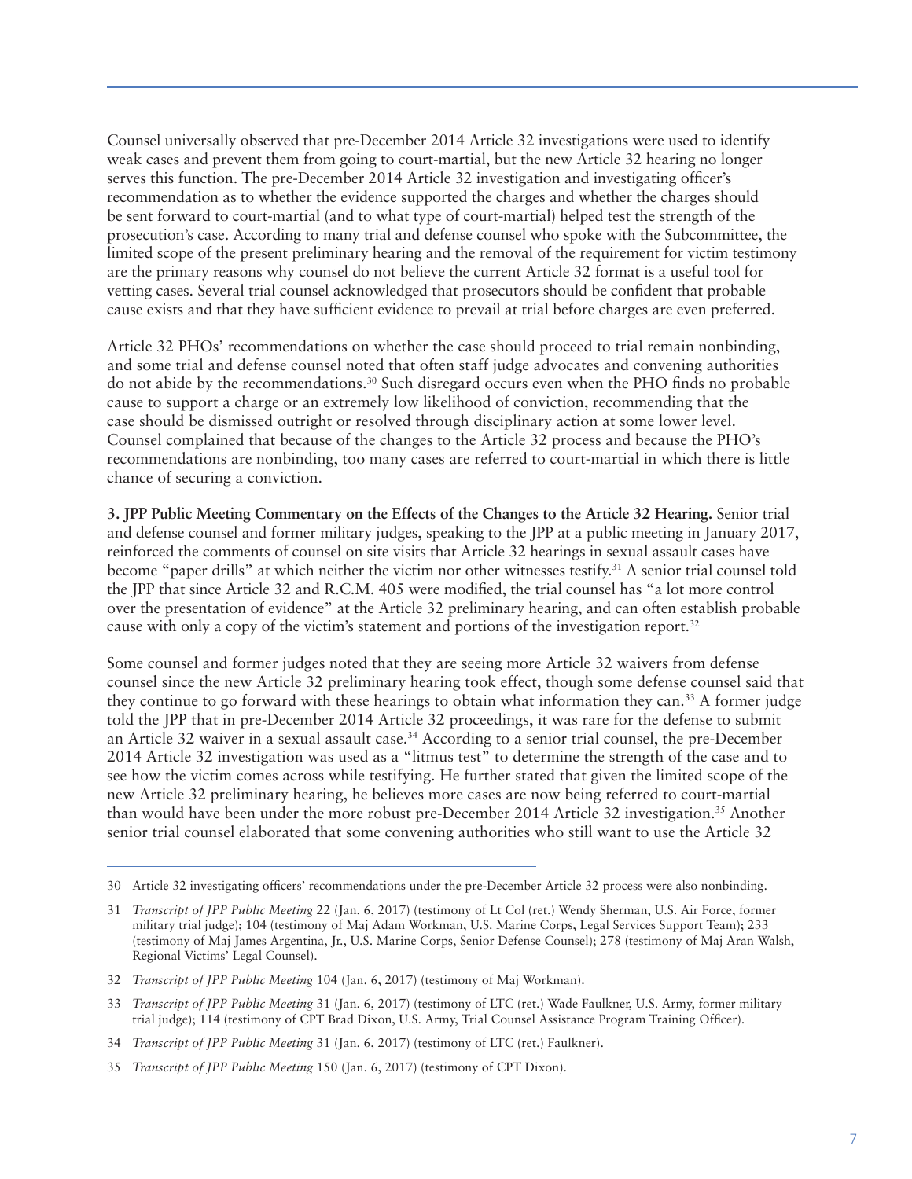Counsel universally observed that pre-December 2014 Article 32 investigations were used to identify weak cases and prevent them from going to court-martial, but the new Article 32 hearing no longer serves this function. The pre-December 2014 Article 32 investigation and investigating officer's recommendation as to whether the evidence supported the charges and whether the charges should be sent forward to court-martial (and to what type of court-martial) helped test the strength of the prosecution's case. According to many trial and defense counsel who spoke with the Subcommittee, the limited scope of the present preliminary hearing and the removal of the requirement for victim testimony are the primary reasons why counsel do not believe the current Article 32 format is a useful tool for vetting cases. Several trial counsel acknowledged that prosecutors should be confident that probable cause exists and that they have sufficient evidence to prevail at trial before charges are even preferred.

Article 32 PHOs' recommendations on whether the case should proceed to trial remain nonbinding, and some trial and defense counsel noted that often staff judge advocates and convening authorities do not abide by the recommendations.[30] Such disregard occurs even when the PHO finds no probable cause to support a charge or an extremely low likelihood of conviction, recommending that the case should be dismissed outright or resolved through disciplinary action at some lower level. Counsel complained that because of the changes to the Article 32 process and because the PHO's recommendations are nonbinding, too many cases are referred to court-martial in which there is little chance of securing a conviction.

**3. JPP Public Meeting Commentary on the Effects of the Changes to the Article 32 Hearing.** Senior trial and defense counsel and former military judges, speaking to the JPP at a public meeting in January 2017, reinforced the comments of counsel on site visits that Article 32 hearings in sexual assault cases have become "paper drills" at which neither the victim nor other witnesses testify.[31] A senior trial counsel told the JPP that since Article 32 and R.C.M. 405 were modified, the trial counsel has "a lot more control over the presentation of evidence" at the Article 32 preliminary hearing, and can often establish probable cause with only a copy of the victim's statement and portions of the investigation report.[32]

Some counsel and former judges noted that they are seeing more Article 32 waivers from defense counsel since the new Article 32 preliminary hearing took effect, though some defense counsel said that they continue to go forward with these hearings to obtain what information they can.[33] A former judge told the JPP that in pre-December 2014 Article 32 proceedings, it was rare for the defense to submit an Article 32 waiver in a sexual assault case.[34] According to a senior trial counsel, the pre-December 2014 Article 32 investigation was used as a "litmus test" to determine the strength of the case and to see how the victim comes across while testifying. He further stated that given the limited scope of the new Article 32 preliminary hearing, he believes more cases are now being referred to court-martial than would have been under the more robust pre-December 2014 Article 32 investigation.[35] Another senior trial counsel elaborated that some convening authorities who still want to use the Article 32

---

30 Article 32 investigating officers' recommendations under the pre-December Article 32 process were also nonbinding.

31 *Transcript of JPP Public Meeting* 22 (Jan. 6, 2017) (testimony of Lt Col (ret.) Wendy Sherman, U.S. Air Force, former military trial judge); 104 (testimony of Maj Adam Workman, U.S. Marine Corps, Legal Services Support Team); 233 (testimony of Maj James Argentina, Jr., U.S. Marine Corps, Senior Defense Counsel); 278 (testimony of Maj Aran Walsh, Regional Victims' Legal Counsel).

32 *Transcript of JPP Public Meeting* 104 (Jan. 6, 2017) (testimony of Maj Workman).

33 *Transcript of JPP Public Meeting* 31 (Jan. 6, 2017) (testimony of LTC (ret.) Wade Faulkner, U.S. Army, former military trial judge); 114 (testimony of CPT Brad Dixon, U.S. Army, Trial Counsel Assistance Program Training Officer).

34 *Transcript of JPP Public Meeting* 31 (Jan. 6, 2017) (testimony of LTC (ret.) Faulkner).

35 *Transcript of JPP Public Meeting* 150 (Jan. 6, 2017) (testimony of CPT Dixon).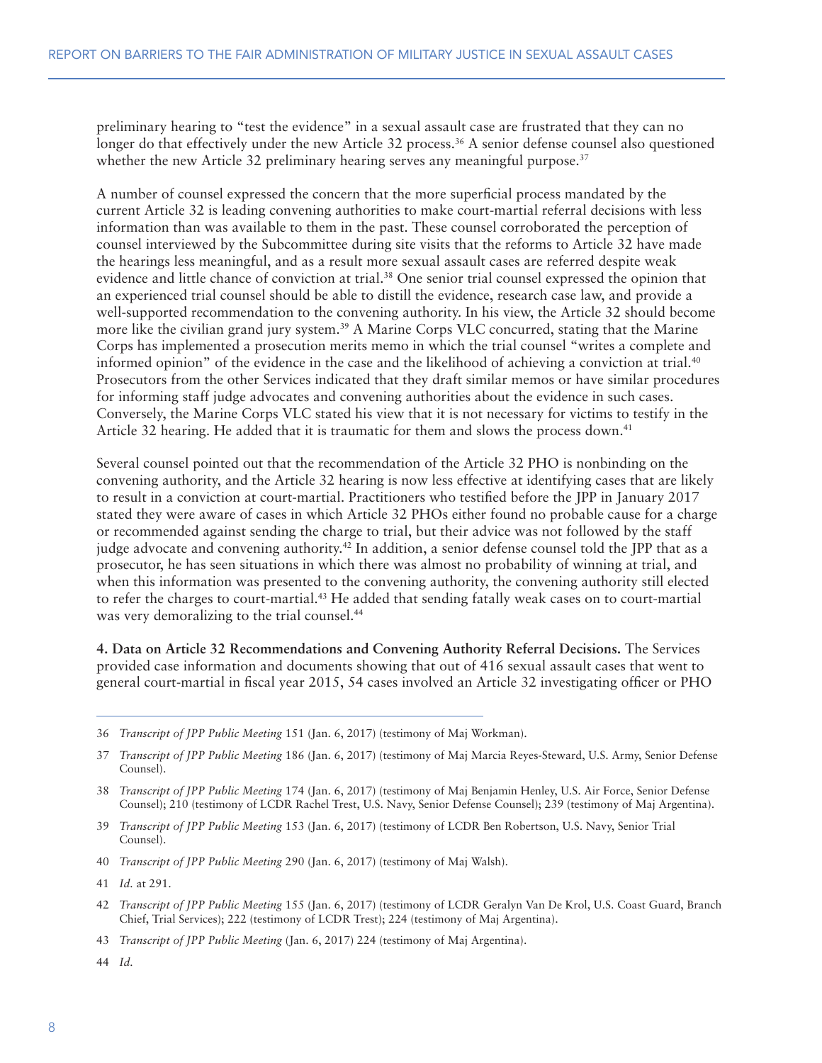preliminary hearing to "test the evidence" in a sexual assault case are frustrated that they can no longer do that effectively under the new Article 32 process.[36] A senior defense counsel also questioned whether the new Article 32 preliminary hearing serves any meaningful purpose.[37]

A number of counsel expressed the concern that the more superficial process mandated by the current Article 32 is leading convening authorities to make court-martial referral decisions with less information than was available to them in the past. These counsel corroborated the perception of counsel interviewed by the Subcommittee during site visits that the reforms to Article 32 have made the hearings less meaningful, and as a result more sexual assault cases are referred despite weak evidence and little chance of conviction at trial.[38] One senior trial counsel expressed the opinion that an experienced trial counsel should be able to distill the evidence, research case law, and provide a well-supported recommendation to the convening authority. In his view, the Article 32 should become more like the civilian grand jury system.[39] A Marine Corps VLC concurred, stating that the Marine Corps has implemented a prosecution merits memo in which the trial counsel "writes a complete and informed opinion" of the evidence in the case and the likelihood of achieving a conviction at trial.[40] Prosecutors from the other Services indicated that they draft similar memos or have similar procedures for informing staff judge advocates and convening authorities about the evidence in such cases. Conversely, the Marine Corps VLC stated his view that it is not necessary for victims to testify in the Article 32 hearing. He added that it is traumatic for them and slows the process down.[41]

Several counsel pointed out that the recommendation of the Article 32 PHO is nonbinding on the convening authority, and the Article 32 hearing is now less effective at identifying cases that are likely to result in a conviction at court-martial. Practitioners who testified before the JPP in January 2017 stated they were aware of cases in which Article 32 PHOs either found no probable cause for a charge or recommended against sending the charge to trial, but their advice was not followed by the staff judge advocate and convening authority.[42] In addition, a senior defense counsel told the JPP that as a prosecutor, he has seen situations in which there was almost no probability of winning at trial, and when this information was presented to the convening authority, the convening authority still elected to refer the charges to court-martial.[43] He added that sending fatally weak cases on to court-martial was very demoralizing to the trial counsel.[44]

**4. Data on Article 32 Recommendations and Convening Authority Referral Decisions.** The Services provided case information and documents showing that out of 416 sexual assault cases that went to general court-martial in fiscal year 2015, 54 cases involved an Article 32 investigating officer or PHO

---

36 *Transcript of JPP Public Meeting* 151 (Jan. 6, 2017) (testimony of Maj Workman).

37 *Transcript of JPP Public Meeting* 186 (Jan. 6, 2017) (testimony of Maj Marcia Reyes-Steward, U.S. Army, Senior Defense Counsel).

38 *Transcript of JPP Public Meeting* 174 (Jan. 6, 2017) (testimony of Maj Benjamin Henley, U.S. Air Force, Senior Defense Counsel); 210 (testimony of LCDR Rachel Trest, U.S. Navy, Senior Defense Counsel); 239 (testimony of Maj Argentina).

39 *Transcript of JPP Public Meeting* 153 (Jan. 6, 2017) (testimony of LCDR Ben Robertson, U.S. Navy, Senior Trial Counsel).

40 *Transcript of JPP Public Meeting* 290 (Jan. 6, 2017) (testimony of Maj Walsh).

41 *Id.* at 291.

42 *Transcript of JPP Public Meeting* 155 (Jan. 6, 2017) (testimony of LCDR Geralyn Van De Krol, U.S. Coast Guard, Branch Chief, Trial Services); 222 (testimony of LCDR Trest); 224 (testimony of Maj Argentina).

43 *Transcript of JPP Public Meeting* (Jan. 6, 2017) 224 (testimony of Maj Argentina).

44 *Id.*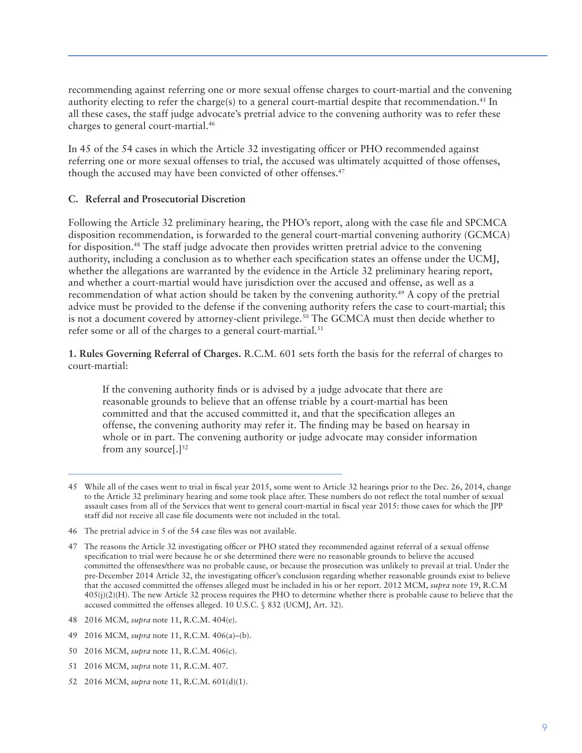recommending against referring one or more sexual offense charges to court-martial and the convening authority electing to refer the charge(s) to a general court-martial despite that recommendation.[45] In all these cases, the staff judge advocate's pretrial advice to the convening authority was to refer these charges to general court-martial.[46]

In 45 of the 54 cases in which the Article 32 investigating officer or PHO recommended against referring one or more sexual offenses to trial, the accused was ultimately acquitted of those offenses, though the accused may have been convicted of other offenses.[47]

### C. Referral and Prosecutorial Discretion

Following the Article 32 preliminary hearing, the PHO's report, along with the case file and SPCMCA disposition recommendation, is forwarded to the general court-martial convening authority (GCMCA) for disposition.[48] The staff judge advocate then provides written pretrial advice to the convening authority, including a conclusion as to whether each specification states an offense under the UCMJ, whether the allegations are warranted by the evidence in the Article 32 preliminary hearing report, and whether a court-martial would have jurisdiction over the accused and offense, as well as a recommendation of what action should be taken by the convening authority.[49] A copy of the pretrial advice must be provided to the defense if the convening authority refers the case to court-martial; this is not a document covered by attorney-client privilege.[50] The GCMCA must then decide whether to refer some or all of the charges to a general court-martial.[51]

**1. Rules Governing Referral of Charges.** R.C.M. 601 sets forth the basis for the referral of charges to court-martial:

> If the convening authority finds or is advised by a judge advocate that there are reasonable grounds to believe that an offense triable by a court-martial has been committed and that the accused committed it, and that the specification alleges an offense, the convening authority may refer it. The finding may be based on hearsay in whole or in part. The convening authority or judge advocate may consider information from any source[.][52]

---

45 While all of the cases went to trial in fiscal year 2015, some went to Article 32 hearings prior to the Dec. 26, 2014, change to the Article 32 preliminary hearing and some took place after. These numbers do not reflect the total number of sexual assault cases from all of the Services that went to general court-martial in fiscal year 2015: those cases for which the JPP staff did not receive all case file documents were not included in the total.

46 The pretrial advice in 5 of the 54 case files was not available.

47 The reasons the Article 32 investigating officer or PHO stated they recommended against referral of a sexual offense specification to trial were because he or she determined there were no reasonable grounds to believe the accused committed the offenses/there was no probable cause, or because the prosecution was unlikely to prevail at trial. Under the pre-December 2014 Article 32, the investigating officer's conclusion regarding whether reasonable grounds exist to believe that the accused committed the offenses alleged must be included in his or her report. 2012 MCM, *supra* note 19, R.C.M 405(j)(2)(H). The new Article 32 process requires the PHO to determine whether there is probable cause to believe that the accused committed the offenses alleged. 10 U.S.C. § 832 (UCMJ, Art. 32).

48 2016 MCM, *supra* note 11, R.C.M. 404(e).

49 2016 MCM, *supra* note 11, R.C.M. 406(a)–(b).

50 2016 MCM, *supra* note 11, R.C.M. 406(c).

51 2016 MCM, *supra* note 11, R.C.M. 407.

52 2016 MCM, *supra* note 11, R.C.M. 601(d)(1).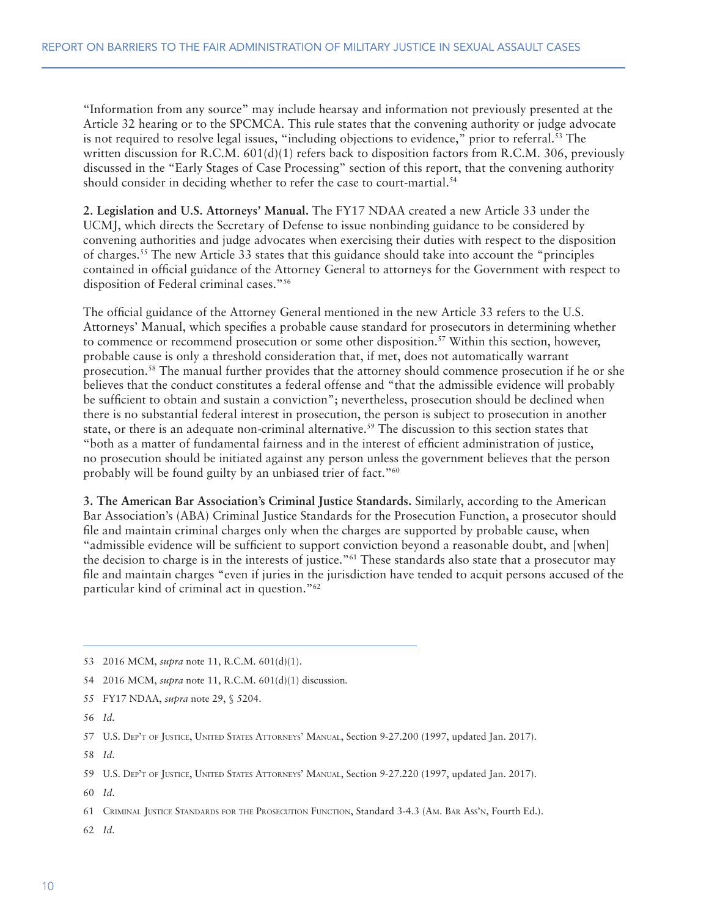"Information from any source" may include hearsay and information not previously presented at the Article 32 hearing or to the SPCMCA. This rule states that the convening authority or judge advocate is not required to resolve legal issues, "including objections to evidence," prior to referral.[53] The written discussion for R.C.M. 601(d)(1) refers back to disposition factors from R.C.M. 306, previously discussed in the "Early Stages of Case Processing" section of this report, that the convening authority should consider in deciding whether to refer the case to court-martial.[54]

**2. Legislation and U.S. Attorneys' Manual.** The FY17 NDAA created a new Article 33 under the UCMJ, which directs the Secretary of Defense to issue nonbinding guidance to be considered by convening authorities and judge advocates when exercising their duties with respect to the disposition of charges.[55] The new Article 33 states that this guidance should take into account the "principles contained in official guidance of the Attorney General to attorneys for the Government with respect to disposition of Federal criminal cases."[56]

The official guidance of the Attorney General mentioned in the new Article 33 refers to the U.S. Attorneys' Manual, which specifies a probable cause standard for prosecutors in determining whether to commence or recommend prosecution or some other disposition.[57] Within this section, however, probable cause is only a threshold consideration that, if met, does not automatically warrant prosecution.[58] The manual further provides that the attorney should commence prosecution if he or she believes that the conduct constitutes a federal offense and "that the admissible evidence will probably be sufficient to obtain and sustain a conviction"; nevertheless, prosecution should be declined when there is no substantial federal interest in prosecution, the person is subject to prosecution in another state, or there is an adequate non-criminal alternative.[59] The discussion to this section states that "both as a matter of fundamental fairness and in the interest of efficient administration of justice, no prosecution should be initiated against any person unless the government believes that the person probably will be found guilty by an unbiased trier of fact."[60]

**3. The American Bar Association's Criminal Justice Standards.** Similarly, according to the American Bar Association's (ABA) Criminal Justice Standards for the Prosecution Function, a prosecutor should file and maintain criminal charges only when the charges are supported by probable cause, when "admissible evidence will be sufficient to support conviction beyond a reasonable doubt, and [when] the decision to charge is in the interests of justice."[61] These standards also state that a prosecutor may file and maintain charges "even if juries in the jurisdiction have tended to acquit persons accused of the particular kind of criminal act in question."[62]

---

53 2016 MCM, *supra* note 11, R.C.M. 601(d)(1).

54 2016 MCM, *supra* note 11, R.C.M. 601(d)(1) discussion.

55 FY17 NDAA, *supra* note 29, § 5204.

56 *Id.*

57 U.S. Dep't of Justice, United States Attorneys' Manual, Section 9-27.200 (1997, updated Jan. 2017).

58 *Id.*

59 U.S. Dep't of Justice, United States Attorneys' Manual, Section 9-27.220 (1997, updated Jan. 2017).

60 *Id.*

61 Criminal Justice Standards for the Prosecution Function, Standard 3-4.3 (Am. Bar Ass'n, Fourth Ed.).

62 *Id.*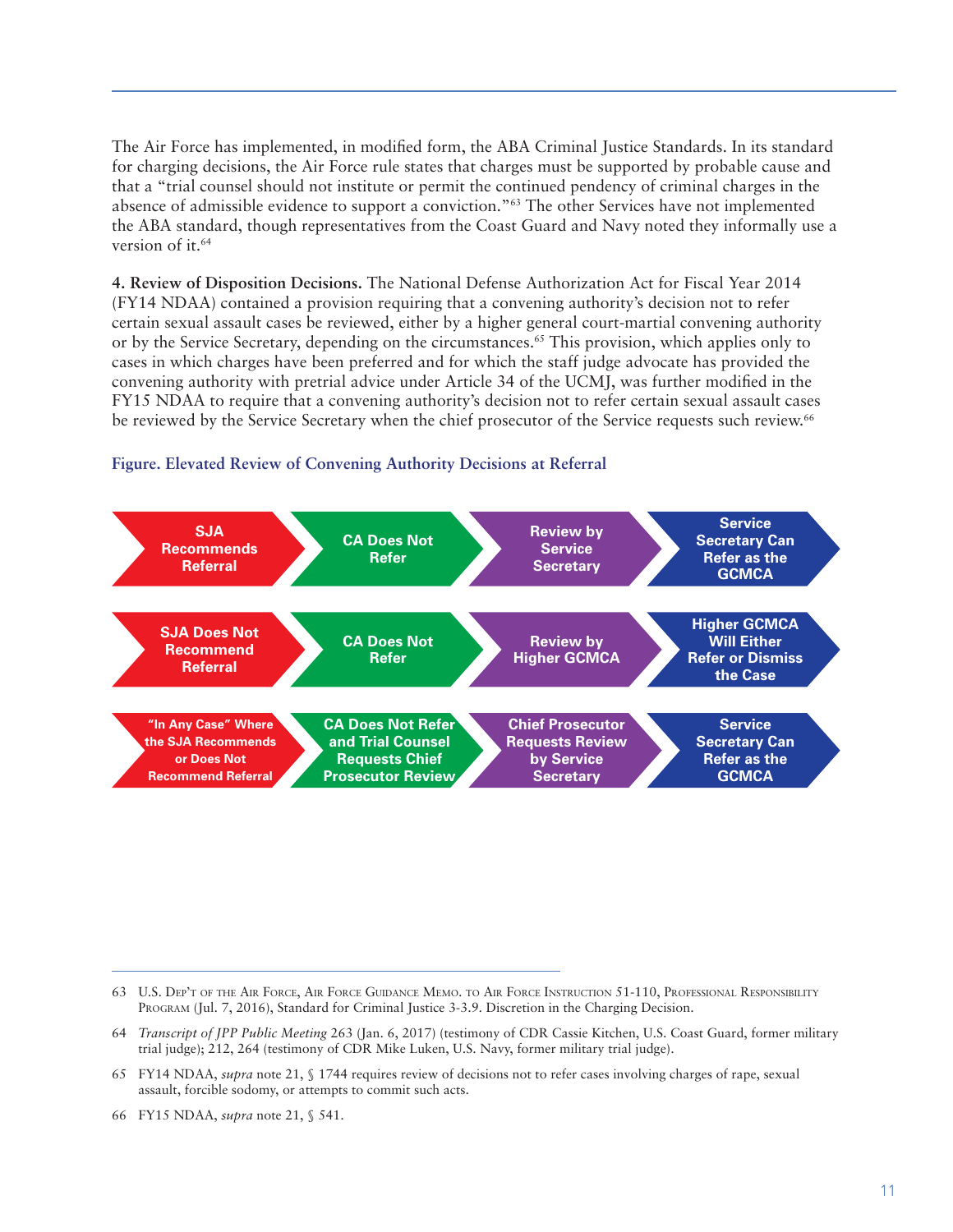The Air Force has implemented, in modified form, the ABA Criminal Justice Standards. In its standard for charging decisions, the Air Force rule states that charges must be supported by probable cause and that a "trial counsel should not institute or permit the continued pendency of criminal charges in the absence of admissible evidence to support a conviction."[63] The other Services have not implemented the ABA standard, though representatives from the Coast Guard and Navy noted they informally use a version of it.[64]

**4. Review of Disposition Decisions.** The National Defense Authorization Act for Fiscal Year 2014 (FY14 NDAA) contained a provision requiring that a convening authority's decision not to refer certain sexual assault cases be reviewed, either by a higher general court-martial convening authority or by the Service Secretary, depending on the circumstances.[65] This provision, which applies only to cases in which charges have been preferred and for which the staff judge advocate has provided the convening authority with pretrial advice under Article 34 of the UCMJ, was further modified in the FY15 NDAA to require that a convening authority's decision not to refer certain sexual assault cases be reviewed by the Service Secretary when the chief prosecutor of the Service requests such review.[66]

**Figure. Elevated Review of Convening Authority Decisions at Referral**

| | | | |
|---|---|---|---|
| SJA Recommends Referral | CA Does Not Refer | Review by Service Secretary | Service Secretary Can Refer as the GCMCA |
| SJA Does Not Recommend Referral | CA Does Not Refer | Review by Higher GCMCA | Higher GCMCA Will Either Refer or Dismiss the Case |
| "In Any Case" Where the SJA Recommends or Does Not Recommend Referral | CA Does Not Refer and Trial Counsel Requests Chief Prosecutor Review | Chief Prosecutor Requests Review by Service Secretary | Service Secretary Can Refer as the GCMCA |

---

63 U.S. Dep't of the Air Force, Air Force Guidance Memo. to Air Force Instruction 51-110, Professional Responsibility Program (Jul. 7, 2016), Standard for Criminal Justice 3-3.9. Discretion in the Charging Decision.

64 *Transcript of JPP Public Meeting* 263 (Jan. 6, 2017) (testimony of CDR Cassie Kitchen, U.S. Coast Guard, former military trial judge); 212, 264 (testimony of CDR Mike Luken, U.S. Navy, former military trial judge).

65 FY14 NDAA, *supra* note 21, § 1744 requires review of decisions not to refer cases involving charges of rape, sexual assault, forcible sodomy, or attempts to commit such acts.

66 FY15 NDAA, *supra* note 21, § 541.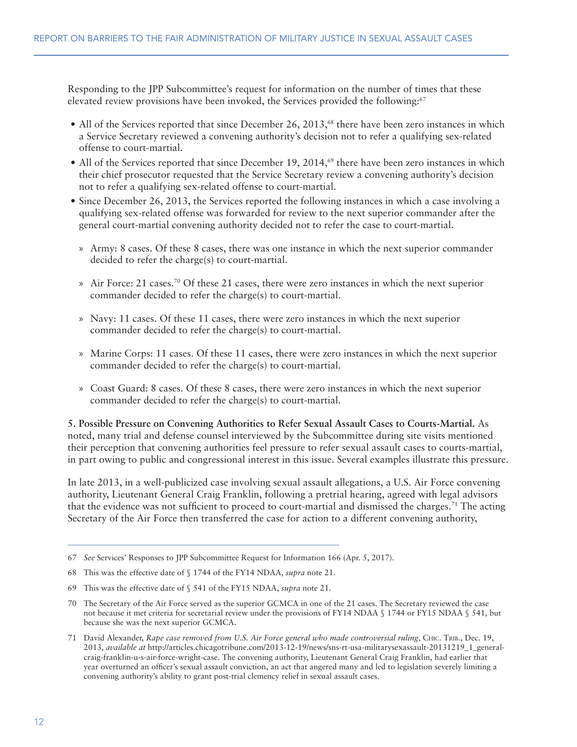Responding to the JPP Subcommittee's request for information on the number of times that these elevated review provisions have been invoked, the Services provided the following:[67]

- All of the Services reported that since December 26, 2013,[68] there have been zero instances in which a Service Secretary reviewed a convening authority's decision not to refer a qualifying sex-related offense to court-martial.
- All of the Services reported that since December 19, 2014,[69] there have been zero instances in which their chief prosecutor requested that the Service Secretary review a convening authority's decision not to refer a qualifying sex-related offense to court-martial.
- Since December 26, 2013, the Services reported the following instances in which a case involving a qualifying sex-related offense was forwarded for review to the next superior commander after the general court-martial convening authority decided not to refer the case to court-martial.
  - Army: 8 cases. Of these 8 cases, there was one instance in which the next superior commander decided to refer the charge(s) to court-martial.
  - Air Force: 21 cases.[70] Of these 21 cases, there were zero instances in which the next superior commander decided to refer the charge(s) to court-martial.
  - Navy: 11 cases. Of these 11 cases, there were zero instances in which the next superior commander decided to refer the charge(s) to court-martial.
  - Marine Corps: 11 cases. Of these 11 cases, there were zero instances in which the next superior commander decided to refer the charge(s) to court-martial.
  - Coast Guard: 8 cases. Of these 8 cases, there were zero instances in which the next superior commander decided to refer the charge(s) to court-martial.

**5. Possible Pressure on Convening Authorities to Refer Sexual Assault Cases to Courts-Martial.** As noted, many trial and defense counsel interviewed by the Subcommittee during site visits mentioned their perception that convening authorities feel pressure to refer sexual assault cases to courts-martial, in part owing to public and congressional interest in this issue. Several examples illustrate this pressure.

In late 2013, in a well-publicized case involving sexual assault allegations, a U.S. Air Force convening authority, Lieutenant General Craig Franklin, following a pretrial hearing, agreed with legal advisors that the evidence was not sufficient to proceed to court-martial and dismissed the charges.[71] The acting Secretary of the Air Force then transferred the case for action to a different convening authority,

---

67 *See* Services' Responses to JPP Subcommittee Request for Information 166 (Apr. 5, 2017).

68 This was the effective date of § 1744 of the FY14 NDAA, *supra* note 21.

69 This was the effective date of § 541 of the FY15 NDAA, *supra* note 21.

70 The Secretary of the Air Force served as the superior GCMCA in one of the 21 cases. The Secretary reviewed the case not because it met criteria for secretarial review under the provisions of FY14 NDAA § 1744 or FY15 NDAA § 541, but because she was the next superior GCMCA.

71 David Alexander, *Rape case removed from U.S. Air Force general who made controversial ruling*, Chic. Trib., Dec. 19, 2013, *available at* http://articles.chicagotribune.com/2013-12-19/news/sns-rt-usa-militarysexassault-20131219_1_general-craig-franklin-u-s-air-force-wright-case. The convening authority, Lieutenant General Craig Franklin, had earlier that year overturned an officer's sexual assault conviction, an act that angered many and led to legislation severely limiting a convening authority's ability to grant post-trial clemency relief in sexual assault cases.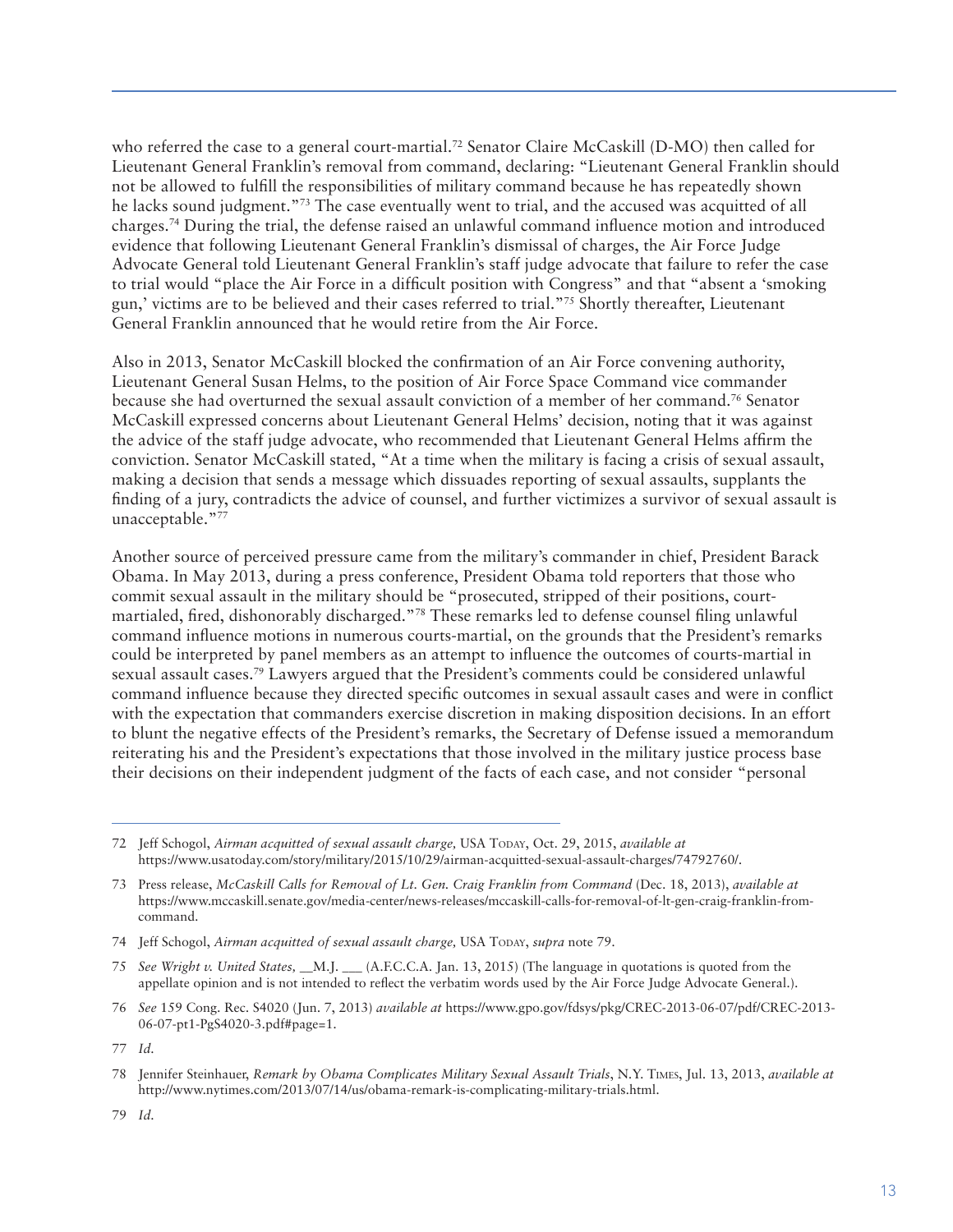who referred the case to a general court-martial.[72] Senator Claire McCaskill (D-MO) then called for Lieutenant General Franklin's removal from command, declaring: "Lieutenant General Franklin should not be allowed to fulfill the responsibilities of military command because he has repeatedly shown he lacks sound judgment."[73] The case eventually went to trial, and the accused was acquitted of all charges.[74] During the trial, the defense raised an unlawful command influence motion and introduced evidence that following Lieutenant General Franklin's dismissal of charges, the Air Force Judge Advocate General told Lieutenant General Franklin's staff judge advocate that failure to refer the case to trial would "place the Air Force in a difficult position with Congress" and that "absent a 'smoking gun,' victims are to be believed and their cases referred to trial."[75] Shortly thereafter, Lieutenant General Franklin announced that he would retire from the Air Force.

Also in 2013, Senator McCaskill blocked the confirmation of an Air Force convening authority, Lieutenant General Susan Helms, to the position of Air Force Space Command vice commander because she had overturned the sexual assault conviction of a member of her command.[76] Senator McCaskill expressed concerns about Lieutenant General Helms' decision, noting that it was against the advice of the staff judge advocate, who recommended that Lieutenant General Helms affirm the conviction. Senator McCaskill stated, "At a time when the military is facing a crisis of sexual assault, making a decision that sends a message which dissuades reporting of sexual assaults, supplants the finding of a jury, contradicts the advice of counsel, and further victimizes a survivor of sexual assault is unacceptable."[77]

Another source of perceived pressure came from the military's commander in chief, President Barack Obama. In May 2013, during a press conference, President Obama told reporters that those who commit sexual assault in the military should be "prosecuted, stripped of their positions, court-martialed, fired, dishonorably discharged."[78] These remarks led to defense counsel filing unlawful command influence motions in numerous courts-martial, on the grounds that the President's remarks could be interpreted by panel members as an attempt to influence the outcomes of courts-martial in sexual assault cases.[79] Lawyers argued that the President's comments could be considered unlawful command influence because they directed specific outcomes in sexual assault cases and were in conflict with the expectation that commanders exercise discretion in making disposition decisions. In an effort to blunt the negative effects of the President's remarks, the Secretary of Defense issued a memorandum reiterating his and the President's expectations that those involved in the military justice process base their decisions on their independent judgment of the facts of each case, and not consider "personal

---

72 Jeff Schogol, *Airman acquitted of sexual assault charge,* USA Today, Oct. 29, 2015, *available at* https://www.usatoday.com/story/military/2015/10/29/airman-acquitted-sexual-assault-charges/74792760/.

73 Press release, *McCaskill Calls for Removal of Lt. Gen. Craig Franklin from Command* (Dec. 18, 2013), *available at* https://www.mccaskill.senate.gov/media-center/news-releases/mccaskill-calls-for-removal-of-lt-gen-craig-franklin-from-command.

74 Jeff Schogol, *Airman acquitted of sexual assault charge,* USA Today, *supra* note 79.

75 *See Wright v. United States,* __M.J. ___ (A.F.C.C.A. Jan. 13, 2015) (The language in quotations is quoted from the appellate opinion and is not intended to reflect the verbatim words used by the Air Force Judge Advocate General.).

76 *See* 159 Cong. Rec. S4020 (Jun. 7, 2013) *available at* https://www.gpo.gov/fdsys/pkg/CREC-2013-06-07/pdf/CREC-2013-06-07-pt1-PgS4020-3.pdf#page=1.

77 *Id.*

78 Jennifer Steinhauer, *Remark by Obama Complicates Military Sexual Assault Trials*, N.Y. Times, Jul. 13, 2013, *available at* http://www.nytimes.com/2013/07/14/us/obama-remark-is-complicating-military-trials.html.

79 *Id.*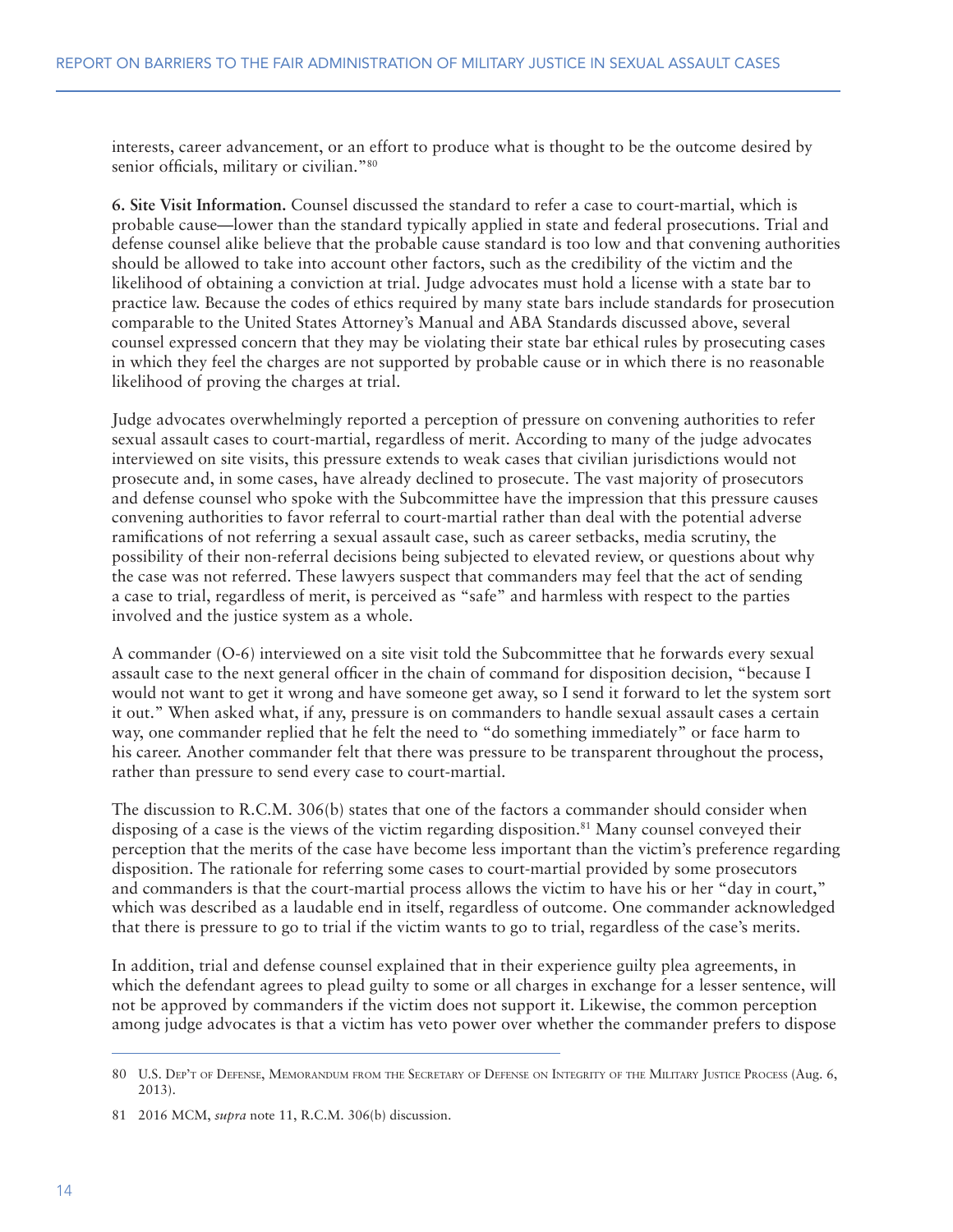interests, career advancement, or an effort to produce what is thought to be the outcome desired by senior officials, military or civilian."[80]

**6. Site Visit Information.** Counsel discussed the standard to refer a case to court-martial, which is probable cause—lower than the standard typically applied in state and federal prosecutions. Trial and defense counsel alike believe that the probable cause standard is too low and that convening authorities should be allowed to take into account other factors, such as the credibility of the victim and the likelihood of obtaining a conviction at trial. Judge advocates must hold a license with a state bar to practice law. Because the codes of ethics required by many state bars include standards for prosecution comparable to the United States Attorney's Manual and ABA Standards discussed above, several counsel expressed concern that they may be violating their state bar ethical rules by prosecuting cases in which they feel the charges are not supported by probable cause or in which there is no reasonable likelihood of proving the charges at trial.

Judge advocates overwhelmingly reported a perception of pressure on convening authorities to refer sexual assault cases to court-martial, regardless of merit. According to many of the judge advocates interviewed on site visits, this pressure extends to weak cases that civilian jurisdictions would not prosecute and, in some cases, have already declined to prosecute. The vast majority of prosecutors and defense counsel who spoke with the Subcommittee have the impression that this pressure causes convening authorities to favor referral to court-martial rather than deal with the potential adverse ramifications of not referring a sexual assault case, such as career setbacks, media scrutiny, the possibility of their non-referral decisions being subjected to elevated review, or questions about why the case was not referred. These lawyers suspect that commanders may feel that the act of sending a case to trial, regardless of merit, is perceived as "safe" and harmless with respect to the parties involved and the justice system as a whole.

A commander (O-6) interviewed on a site visit told the Subcommittee that he forwards every sexual assault case to the next general officer in the chain of command for disposition decision, "because I would not want to get it wrong and have someone get away, so I send it forward to let the system sort it out." When asked what, if any, pressure is on commanders to handle sexual assault cases a certain way, one commander replied that he felt the need to "do something immediately" or face harm to his career. Another commander felt that there was pressure to be transparent throughout the process, rather than pressure to send every case to court-martial.

The discussion to R.C.M. 306(b) states that one of the factors a commander should consider when disposing of a case is the views of the victim regarding disposition.[81] Many counsel conveyed their perception that the merits of the case have become less important than the victim's preference regarding disposition. The rationale for referring some cases to court-martial provided by some prosecutors and commanders is that the court-martial process allows the victim to have his or her "day in court," which was described as a laudable end in itself, regardless of outcome. One commander acknowledged that there is pressure to go to trial if the victim wants to go to trial, regardless of the case's merits.

In addition, trial and defense counsel explained that in their experience guilty plea agreements, in which the defendant agrees to plead guilty to some or all charges in exchange for a lesser sentence, will not be approved by commanders if the victim does not support it. Likewise, the common perception among judge advocates is that a victim has veto power over whether the commander prefers to dispose

---

80 U.S. Dep't of Defense, Memorandum from the Secretary of Defense on Integrity of the Military Justice Process (Aug. 6, 2013).

81 2016 MCM, *supra* note 11, R.C.M. 306(b) discussion.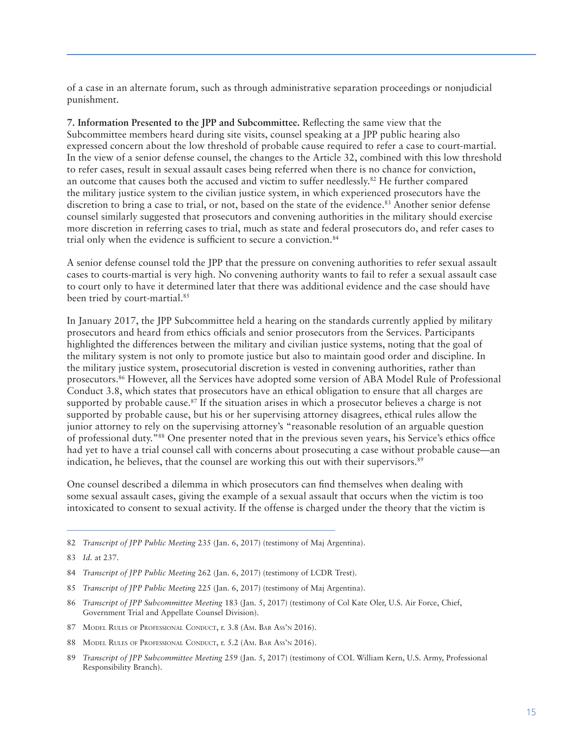of a case in an alternate forum, such as through administrative separation proceedings or nonjudicial punishment.

**7. Information Presented to the JPP and Subcommittee.** Reflecting the same view that the Subcommittee members heard during site visits, counsel speaking at a JPP public hearing also expressed concern about the low threshold of probable cause required to refer a case to court-martial. In the view of a senior defense counsel, the changes to the Article 32, combined with this low threshold to refer cases, result in sexual assault cases being referred when there is no chance for conviction, an outcome that causes both the accused and victim to suffer needlessly.[82] He further compared the military justice system to the civilian justice system, in which experienced prosecutors have the discretion to bring a case to trial, or not, based on the state of the evidence.[83] Another senior defense counsel similarly suggested that prosecutors and convening authorities in the military should exercise more discretion in referring cases to trial, much as state and federal prosecutors do, and refer cases to trial only when the evidence is sufficient to secure a conviction.[84]

A senior defense counsel told the JPP that the pressure on convening authorities to refer sexual assault cases to courts-martial is very high. No convening authority wants to fail to refer a sexual assault case to court only to have it determined later that there was additional evidence and the case should have been tried by court-martial.[85]

In January 2017, the JPP Subcommittee held a hearing on the standards currently applied by military prosecutors and heard from ethics officials and senior prosecutors from the Services. Participants highlighted the differences between the military and civilian justice systems, noting that the goal of the military system is not only to promote justice but also to maintain good order and discipline. In the military justice system, prosecutorial discretion is vested in convening authorities, rather than prosecutors.[86] However, all the Services have adopted some version of ABA Model Rule of Professional Conduct 3.8, which states that prosecutors have an ethical obligation to ensure that all charges are supported by probable cause.[87] If the situation arises in which a prosecutor believes a charge is not supported by probable cause, but his or her supervising attorney disagrees, ethical rules allow the junior attorney to rely on the supervising attorney's "reasonable resolution of an arguable question of professional duty."[88] One presenter noted that in the previous seven years, his Service's ethics office had yet to have a trial counsel call with concerns about prosecuting a case without probable cause—an indication, he believes, that the counsel are working this out with their supervisors.[89]

One counsel described a dilemma in which prosecutors can find themselves when dealing with some sexual assault cases, giving the example of a sexual assault that occurs when the victim is too intoxicated to consent to sexual activity. If the offense is charged under the theory that the victim is

---

82 *Transcript of JPP Public Meeting* 235 (Jan. 6, 2017) (testimony of Maj Argentina).

83 *Id.* at 237.

84 *Transcript of JPP Public Meeting* 262 (Jan. 6, 2017) (testimony of LCDR Trest).

85 *Transcript of JPP Public Meeting* 225 (Jan. 6, 2017) (testimony of Maj Argentina).

86 *Transcript of JPP Subcommittee Meeting* 183 (Jan. 5, 2017) (testimony of Col Kate Oler, U.S. Air Force, Chief, Government Trial and Appellate Counsel Division).

87 Model Rules of Professional Conduct, r. 3.8 (Am. Bar Ass'n 2016).

88 Model Rules of Professional Conduct, r. 5.2 (Am. Bar Ass'n 2016).

89 *Transcript of JPP Subcommittee Meeting* 259 (Jan. 5, 2017) (testimony of COL William Kern, U.S. Army, Professional Responsibility Branch).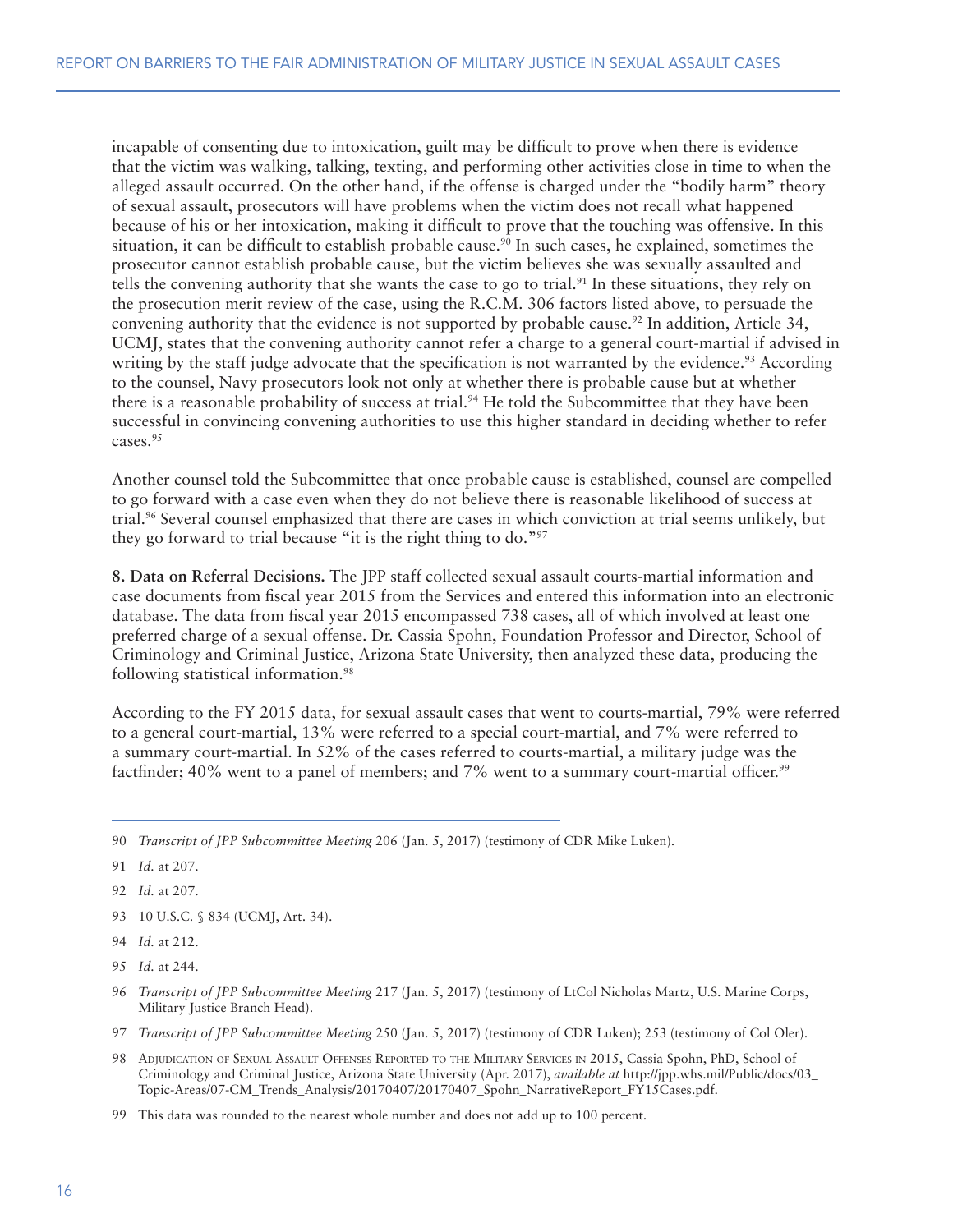incapable of consenting due to intoxication, guilt may be difficult to prove when there is evidence that the victim was walking, talking, texting, and performing other activities close in time to when the alleged assault occurred. On the other hand, if the offense is charged under the "bodily harm" theory of sexual assault, prosecutors will have problems when the victim does not recall what happened because of his or her intoxication, making it difficult to prove that the touching was offensive. In this situation, it can be difficult to establish probable cause.[90] In such cases, he explained, sometimes the prosecutor cannot establish probable cause, but the victim believes she was sexually assaulted and tells the convening authority that she wants the case to go to trial.[91] In these situations, they rely on the prosecution merit review of the case, using the R.C.M. 306 factors listed above, to persuade the convening authority that the evidence is not supported by probable cause.[92] In addition, Article 34, UCMJ, states that the convening authority cannot refer a charge to a general court-martial if advised in writing by the staff judge advocate that the specification is not warranted by the evidence.[93] According to the counsel, Navy prosecutors look not only at whether there is probable cause but at whether there is a reasonable probability of success at trial.[94] He told the Subcommittee that they have been successful in convincing convening authorities to use this higher standard in deciding whether to refer cases.[95]

Another counsel told the Subcommittee that once probable cause is established, counsel are compelled to go forward with a case even when they do not believe there is reasonable likelihood of success at trial.[96] Several counsel emphasized that there are cases in which conviction at trial seems unlikely, but they go forward to trial because "it is the right thing to do."[97]

**8. Data on Referral Decisions.** The JPP staff collected sexual assault courts-martial information and case documents from fiscal year 2015 from the Services and entered this information into an electronic database. The data from fiscal year 2015 encompassed 738 cases, all of which involved at least one preferred charge of a sexual offense. Dr. Cassia Spohn, Foundation Professor and Director, School of Criminology and Criminal Justice, Arizona State University, then analyzed these data, producing the following statistical information.[98]

According to the FY 2015 data, for sexual assault cases that went to courts-martial, 79% were referred to a general court-martial, 13% were referred to a special court-martial, and 7% were referred to a summary court-martial. In 52% of the cases referred to courts-martial, a military judge was the factfinder; 40% went to a panel of members; and 7% went to a summary court-martial officer.[99]

---

90 *Transcript of JPP Subcommittee Meeting* 206 (Jan. 5, 2017) (testimony of CDR Mike Luken).

91 *Id.* at 207.

92 *Id.* at 207.

93 10 U.S.C. § 834 (UCMJ, Art. 34).

94 *Id.* at 212.

95 *Id.* at 244.

96 *Transcript of JPP Subcommittee Meeting* 217 (Jan. 5, 2017) (testimony of LtCol Nicholas Martz, U.S. Marine Corps, Military Justice Branch Head).

97 *Transcript of JPP Subcommittee Meeting* 250 (Jan. 5, 2017) (testimony of CDR Luken); 253 (testimony of Col Oler).

98 Adjudication of Sexual Assault Offenses Reported to the Military Services in 2015, Cassia Spohn, PhD, School of Criminology and Criminal Justice, Arizona State University (Apr. 2017), *available at* http://jpp.whs.mil/Public/docs/03_Topic-Areas/07-CM_Trends_Analysis/20170407/20170407_Spohn_NarrativeReport_FY15Cases.pdf.

99 This data was rounded to the nearest whole number and does not add up to 100 percent.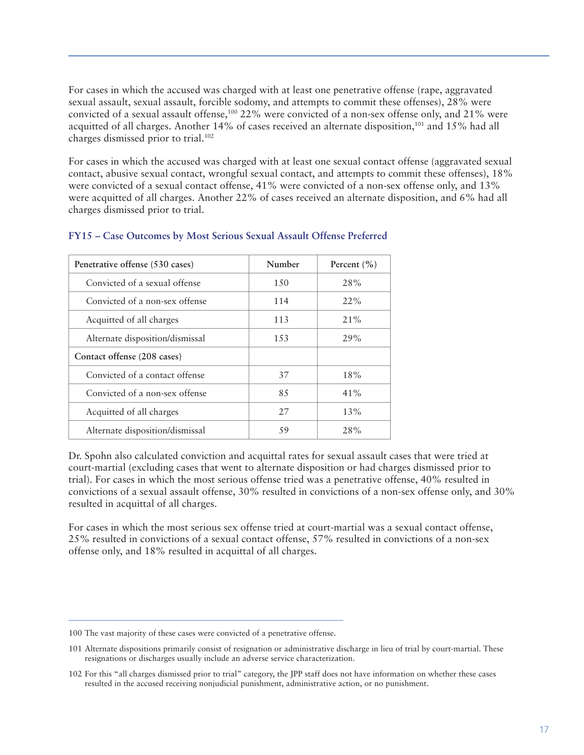For cases in which the accused was charged with at least one penetrative offense (rape, aggravated sexual assault, sexual assault, forcible sodomy, and attempts to commit these offenses), 28% were convicted of a sexual assault offense,[100] 22% were convicted of a non-sex offense only, and 21% were acquitted of all charges. Another 14% of cases received an alternate disposition,[101] and 15% had all charges dismissed prior to trial.[102]

For cases in which the accused was charged with at least one sexual contact offense (aggravated sexual contact, abusive sexual contact, wrongful sexual contact, and attempts to commit these offenses), 18% were convicted of a sexual contact offense, 41% were convicted of a non-sex offense only, and 13% were acquitted of all charges. Another 22% of cases received an alternate disposition, and 6% had all charges dismissed prior to trial.

### FY15 – Case Outcomes by Most Serious Sexual Assault Offense Preferred

| Penetrative offense (530 cases) | Number | Percent (%) |
|---|---|---|
| Convicted of a sexual offense | 150 | 28% |
| Convicted of a non-sex offense | 114 | 22% |
| Acquitted of all charges | 113 | 21% |
| Alternate disposition/dismissal | 153 | 29% |
| **Contact offense (208 cases)** | | |
| Convicted of a contact offense | 37 | 18% |
| Convicted of a non-sex offense | 85 | 41% |
| Acquitted of all charges | 27 | 13% |
| Alternate disposition/dismissal | 59 | 28% |

Dr. Spohn also calculated conviction and acquittal rates for sexual assault cases that were tried at court-martial (excluding cases that went to alternate disposition or had charges dismissed prior to trial). For cases in which the most serious offense tried was a penetrative offense, 40% resulted in convictions of a sexual assault offense, 30% resulted in convictions of a non-sex offense only, and 30% resulted in acquittal of all charges.

For cases in which the most serious sex offense tried at court-martial was a sexual contact offense, 25% resulted in convictions of a sexual contact offense, 57% resulted in convictions of a non-sex offense only, and 18% resulted in acquittal of all charges.

---

100 The vast majority of these cases were convicted of a penetrative offense.

101 Alternate dispositions primarily consist of resignation or administrative discharge in lieu of trial by court-martial. These resignations or discharges usually include an adverse service characterization.

102 For this "all charges dismissed prior to trial" category, the JPP staff does not have information on whether these cases resulted in the accused receiving nonjudicial punishment, administrative action, or no punishment.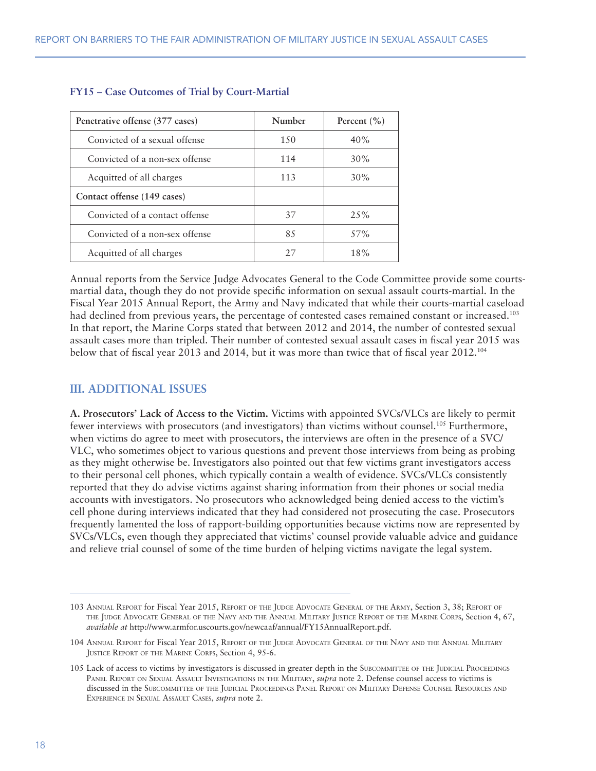**FY15 – Case Outcomes of Trial by Court-Martial**

| Penetrative offense (377 cases) | Number | Percent (%) |
|---|---|---|
| Convicted of a sexual offense | 150 | 40% |
| Convicted of a non-sex offense | 114 | 30% |
| Acquitted of all charges | 113 | 30% |
| **Contact offense (149 cases)** | | |
| Convicted of a contact offense | 37 | 25% |
| Convicted of a non-sex offense | 85 | 57% |
| Acquitted of all charges | 27 | 18% |

Annual reports from the Service Judge Advocates General to the Code Committee provide some courts-martial data, though they do not provide specific information on sexual assault courts-martial. In the Fiscal Year 2015 Annual Report, the Army and Navy indicated that while their courts-martial caseload had declined from previous years, the percentage of contested cases remained constant or increased.[103] In that report, the Marine Corps stated that between 2012 and 2014, the number of contested sexual assault cases more than tripled. Their number of contested sexual assault cases in fiscal year 2015 was below that of fiscal year 2013 and 2014, but it was more than twice that of fiscal year 2012.[104]

## III. ADDITIONAL ISSUES

**A. Prosecutors' Lack of Access to the Victim.** Victims with appointed SVCs/VLCs are likely to permit fewer interviews with prosecutors (and investigators) than victims without counsel.[105] Furthermore, when victims do agree to meet with prosecutors, the interviews are often in the presence of a SVC/VLC, who sometimes object to various questions and prevent those interviews from being as probing as they might otherwise be. Investigators also pointed out that few victims grant investigators access to their personal cell phones, which typically contain a wealth of evidence. SVCs/VLCs consistently reported that they do advise victims against sharing information from their phones or social media accounts with investigators. No prosecutors who acknowledged being denied access to the victim's cell phone during interviews indicated that they had considered not prosecuting the case. Prosecutors frequently lamented the loss of rapport-building opportunities because victims now are represented by SVCs/VLCs, even though they appreciated that victims' counsel provide valuable advice and guidance and relieve trial counsel of some of the time burden of helping victims navigate the legal system.

---

103 Annual Report for Fiscal Year 2015, Report of the Judge Advocate General of the Army, Section 3, 38; Report of the Judge Advocate General of the Navy and the Annual Military Justice Report of the Marine Corps, Section 4, 67, *available at* http://www.armfor.uscourts.gov/newcaaf/annual/FY15AnnualReport.pdf.

104 Annual Report for Fiscal Year 2015, Report of the Judge Advocate General of the Navy and the Annual Military Justice Report of the Marine Corps, Section 4, 95-6.

105 Lack of access to victims by investigators is discussed in greater depth in the Subcommittee of the Judicial Proceedings Panel Report on Sexual Assault Investigations in the Military, *supra* note 2. Defense counsel access to victims is discussed in the Subcommittee of the Judicial Proceedings Panel Report on Military Defense Counsel Resources and Experience in Sexual Assault Cases, *supra* note 2.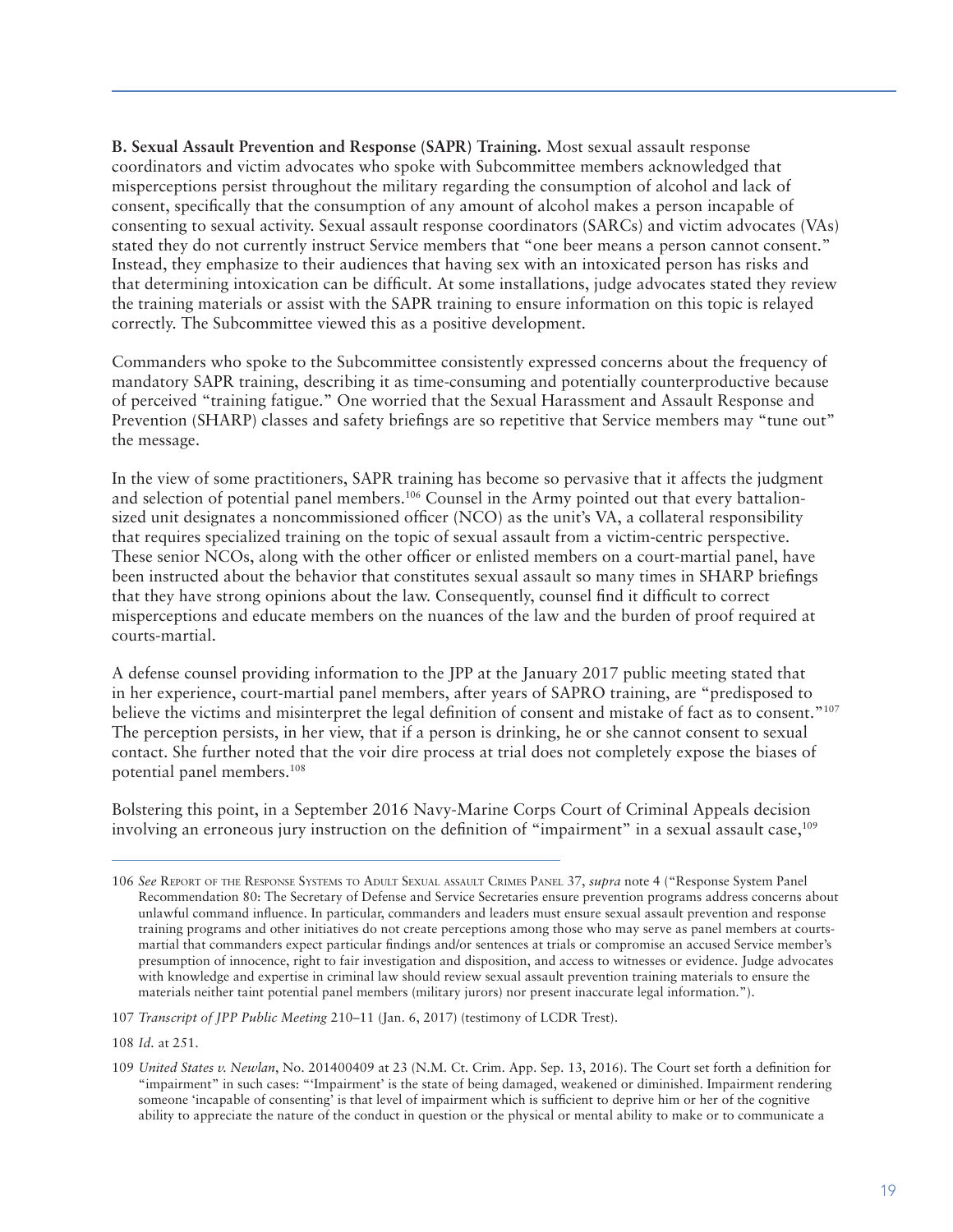**B. Sexual Assault Prevention and Response (SAPR) Training.** Most sexual assault response coordinators and victim advocates who spoke with Subcommittee members acknowledged that misperceptions persist throughout the military regarding the consumption of alcohol and lack of consent, specifically that the consumption of any amount of alcohol makes a person incapable of consenting to sexual activity. Sexual assault response coordinators (SARCs) and victim advocates (VAs) stated they do not currently instruct Service members that "one beer means a person cannot consent." Instead, they emphasize to their audiences that having sex with an intoxicated person has risks and that determining intoxication can be difficult. At some installations, judge advocates stated they review the training materials or assist with the SAPR training to ensure information on this topic is relayed correctly. The Subcommittee viewed this as a positive development.

Commanders who spoke to the Subcommittee consistently expressed concerns about the frequency of mandatory SAPR training, describing it as time-consuming and potentially counterproductive because of perceived "training fatigue." One worried that the Sexual Harassment and Assault Response and Prevention (SHARP) classes and safety briefings are so repetitive that Service members may "tune out" the message.

In the view of some practitioners, SAPR training has become so pervasive that it affects the judgment and selection of potential panel members.[106] Counsel in the Army pointed out that every battalion-sized unit designates a noncommissioned officer (NCO) as the unit's VA, a collateral responsibility that requires specialized training on the topic of sexual assault from a victim-centric perspective. These senior NCOs, along with the other officer or enlisted members on a court-martial panel, have been instructed about the behavior that constitutes sexual assault so many times in SHARP briefings that they have strong opinions about the law. Consequently, counsel find it difficult to correct misperceptions and educate members on the nuances of the law and the burden of proof required at courts-martial.

A defense counsel providing information to the JPP at the January 2017 public meeting stated that in her experience, court-martial panel members, after years of SAPRO training, are "predisposed to believe the victims and misinterpret the legal definition of consent and mistake of fact as to consent."[107] The perception persists, in her view, that if a person is drinking, he or she cannot consent to sexual contact. She further noted that the voir dire process at trial does not completely expose the biases of potential panel members.[108]

Bolstering this point, in a September 2016 Navy-Marine Corps Court of Criminal Appeals decision involving an erroneous jury instruction on the definition of "impairment" in a sexual assault case,[109]

---

106 *See* Report of the Response Systems to Adult Sexual assault Crimes Panel 37, *supra* note 4 ("Response System Panel Recommendation 80: The Secretary of Defense and Service Secretaries ensure prevention programs address concerns about unlawful command influence. In particular, commanders and leaders must ensure sexual assault prevention and response training programs and other initiatives do not create perceptions among those who may serve as panel members at courts-martial that commanders expect particular findings and/or sentences at trials or compromise an accused Service member's presumption of innocence, right to fair investigation and disposition, and access to witnesses or evidence. Judge advocates with knowledge and expertise in criminal law should review sexual assault prevention training materials to ensure the materials neither taint potential panel members (military jurors) nor present inaccurate legal information.").

107 *Transcript of JPP Public Meeting* 210–11 (Jan. 6, 2017) (testimony of LCDR Trest).

108 *Id.* at 251.

109 *United States v. Newlan*, No. 201400409 at 23 (N.M. Ct. Crim. App. Sep. 13, 2016). The Court set forth a definition for "impairment" in such cases: "'Impairment' is the state of being damaged, weakened or diminished. Impairment rendering someone 'incapable of consenting' is that level of impairment which is sufficient to deprive him or her of the cognitive ability to appreciate the nature of the conduct in question or the physical or mental ability to make or to communicate a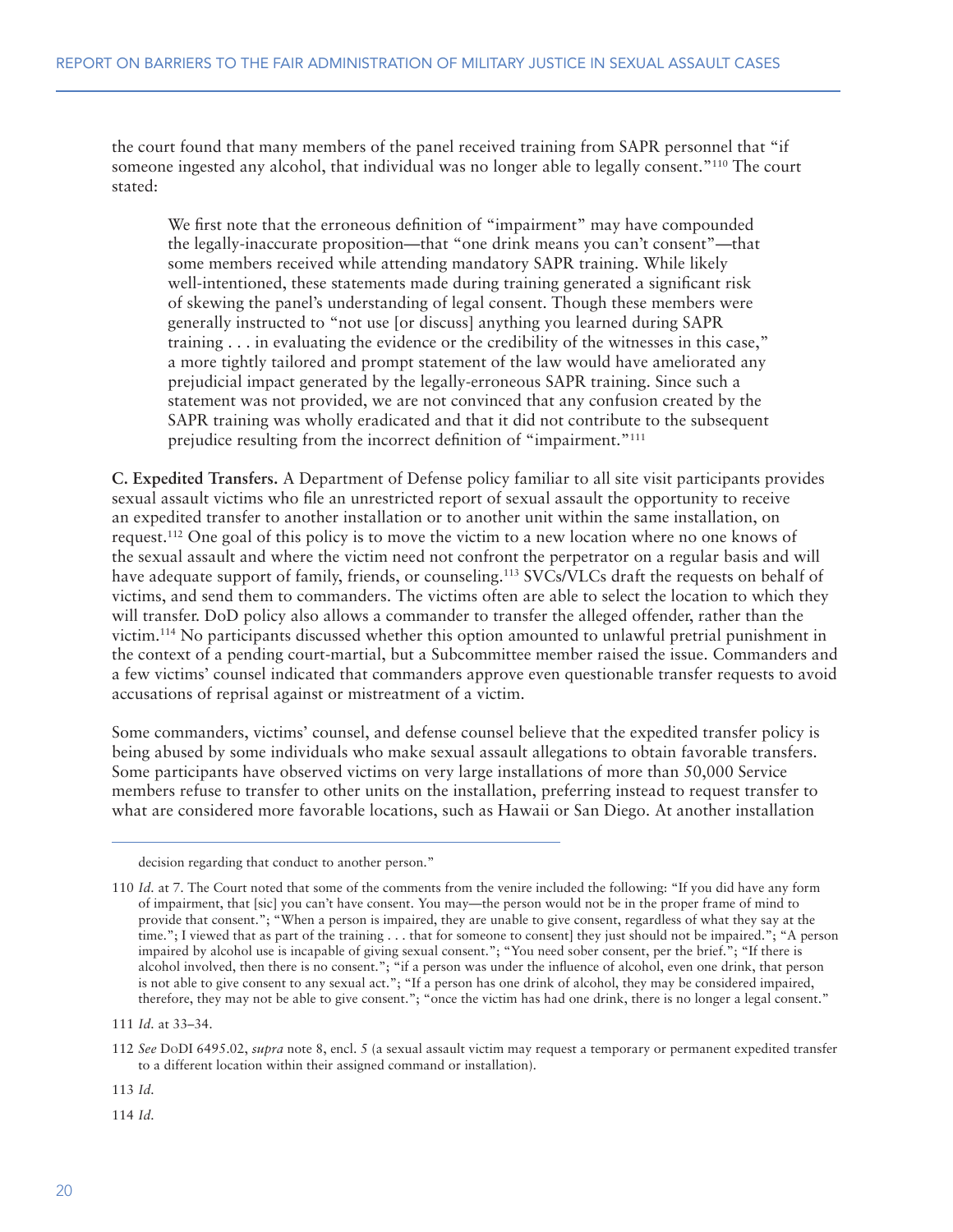the court found that many members of the panel received training from SAPR personnel that "if someone ingested any alcohol, that individual was no longer able to legally consent."[110] The court stated:

> We first note that the erroneous definition of "impairment" may have compounded the legally-inaccurate proposition—that "one drink means you can't consent"—that some members received while attending mandatory SAPR training. While likely well-intentioned, these statements made during training generated a significant risk of skewing the panel's understanding of legal consent. Though these members were generally instructed to "not use [or discuss] anything you learned during SAPR training . . . in evaluating the evidence or the credibility of the witnesses in this case," a more tightly tailored and prompt statement of the law would have ameliorated any prejudicial impact generated by the legally-erroneous SAPR training. Since such a statement was not provided, we are not convinced that any confusion created by the SAPR training was wholly eradicated and that it did not contribute to the subsequent prejudice resulting from the incorrect definition of "impairment."[111]

**C. Expedited Transfers.** A Department of Defense policy familiar to all site visit participants provides sexual assault victims who file an unrestricted report of sexual assault the opportunity to receive an expedited transfer to another installation or to another unit within the same installation, on request.[112] One goal of this policy is to move the victim to a new location where no one knows of the sexual assault and where the victim need not confront the perpetrator on a regular basis and will have adequate support of family, friends, or counseling.[113] SVCs/VLCs draft the requests on behalf of victims, and send them to commanders. The victims often are able to select the location to which they will transfer. DoD policy also allows a commander to transfer the alleged offender, rather than the victim.[114] No participants discussed whether this option amounted to unlawful pretrial punishment in the context of a pending court-martial, but a Subcommittee member raised the issue. Commanders and a few victims' counsel indicated that commanders approve even questionable transfer requests to avoid accusations of reprisal against or mistreatment of a victim.

Some commanders, victims' counsel, and defense counsel believe that the expedited transfer policy is being abused by some individuals who make sexual assault allegations to obtain favorable transfers. Some participants have observed victims on very large installations of more than 50,000 Service members refuse to transfer to other units on the installation, preferring instead to request transfer to what are considered more favorable locations, such as Hawaii or San Diego. At another installation

---

decision regarding that conduct to another person."

110 *Id.* at 7. The Court noted that some of the comments from the venire included the following: "If you did have any form of impairment, that [sic] you can't have consent. You may—the person would not be in the proper frame of mind to provide that consent."; "When a person is impaired, they are unable to give consent, regardless of what they say at the time."; I viewed that as part of the training . . . that for someone to consent] they just should not be impaired."; "A person impaired by alcohol use is incapable of giving sexual consent."; "You need sober consent, per the brief."; "If there is alcohol involved, then there is no consent."; "if a person was under the influence of alcohol, even one drink, that person is not able to give consent to any sexual act."; "If a person has one drink of alcohol, they may be considered impaired, therefore, they may not be able to give consent."; "once the victim has had one drink, there is no longer a legal consent."

111 *Id.* at 33–34.

112 *See* DoDI 6495.02, *supra* note 8, encl. 5 (a sexual assault victim may request a temporary or permanent expedited transfer to a different location within their assigned command or installation).

113 *Id.*

114 *Id.*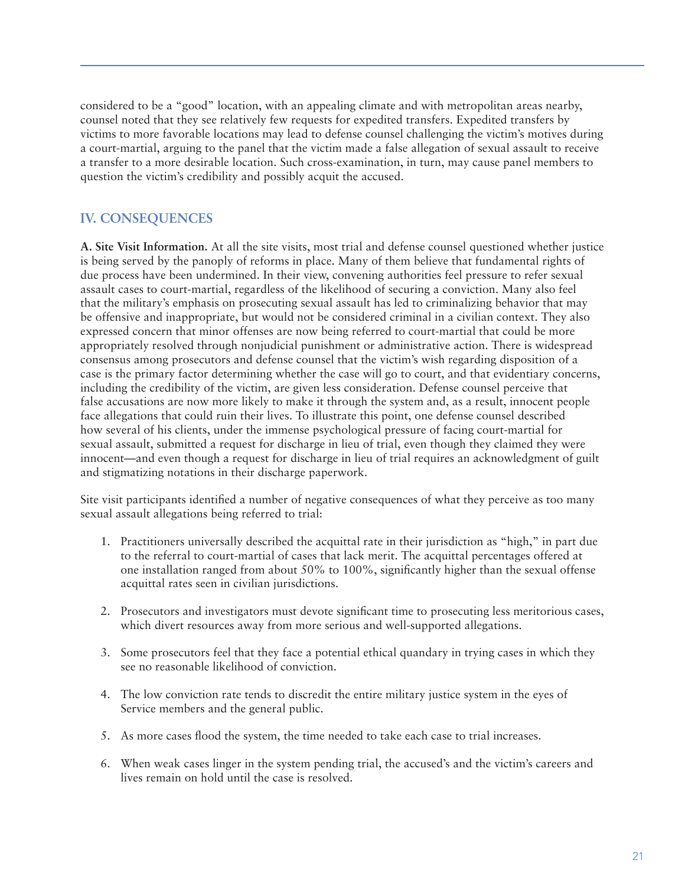considered to be a "good" location, with an appealing climate and with metropolitan areas nearby, counsel noted that they see relatively few requests for expedited transfers. Expedited transfers by victims to more favorable locations may lead to defense counsel challenging the victim's motives during a court-martial, arguing to the panel that the victim made a false allegation of sexual assault to receive a transfer to a more desirable location. Such cross-examination, in turn, may cause panel members to question the victim's credibility and possibly acquit the accused.

## IV. CONSEQUENCES

**A. Site Visit Information.** At all the site visits, most trial and defense counsel questioned whether justice is being served by the panoply of reforms in place. Many of them believe that fundamental rights of due process have been undermined. In their view, convening authorities feel pressure to refer sexual assault cases to court-martial, regardless of the likelihood of securing a conviction. Many also feel that the military's emphasis on prosecuting sexual assault has led to criminalizing behavior that may be offensive and inappropriate, but would not be considered criminal in a civilian context. They also expressed concern that minor offenses are now being referred to court-martial that could be more appropriately resolved through nonjudicial punishment or administrative action. There is widespread consensus among prosecutors and defense counsel that the victim's wish regarding disposition of a case is the primary factor determining whether the case will go to court, and that evidentiary concerns, including the credibility of the victim, are given less consideration. Defense counsel perceive that false accusations are now more likely to make it through the system and, as a result, innocent people face allegations that could ruin their lives. To illustrate this point, one defense counsel described how several of his clients, under the immense psychological pressure of facing court-martial for sexual assault, submitted a request for discharge in lieu of trial, even though they claimed they were innocent—and even though a request for discharge in lieu of trial requires an acknowledgment of guilt and stigmatizing notations in their discharge paperwork.

Site visit participants identified a number of negative consequences of what they perceive as too many sexual assault allegations being referred to trial:

1. Practitioners universally described the acquittal rate in their jurisdiction as "high," in part due to the referral to court-martial of cases that lack merit. The acquittal percentages offered at one installation ranged from about 50% to 100%, significantly higher than the sexual offense acquittal rates seen in civilian jurisdictions.

2. Prosecutors and investigators must devote significant time to prosecuting less meritorious cases, which divert resources away from more serious and well-supported allegations.

3. Some prosecutors feel that they face a potential ethical quandary in trying cases in which they see no reasonable likelihood of conviction.

4. The low conviction rate tends to discredit the entire military justice system in the eyes of Service members and the general public.

5. As more cases flood the system, the time needed to take each case to trial increases.

6. When weak cases linger in the system pending trial, the accused's and the victim's careers and lives remain on hold until the case is resolved.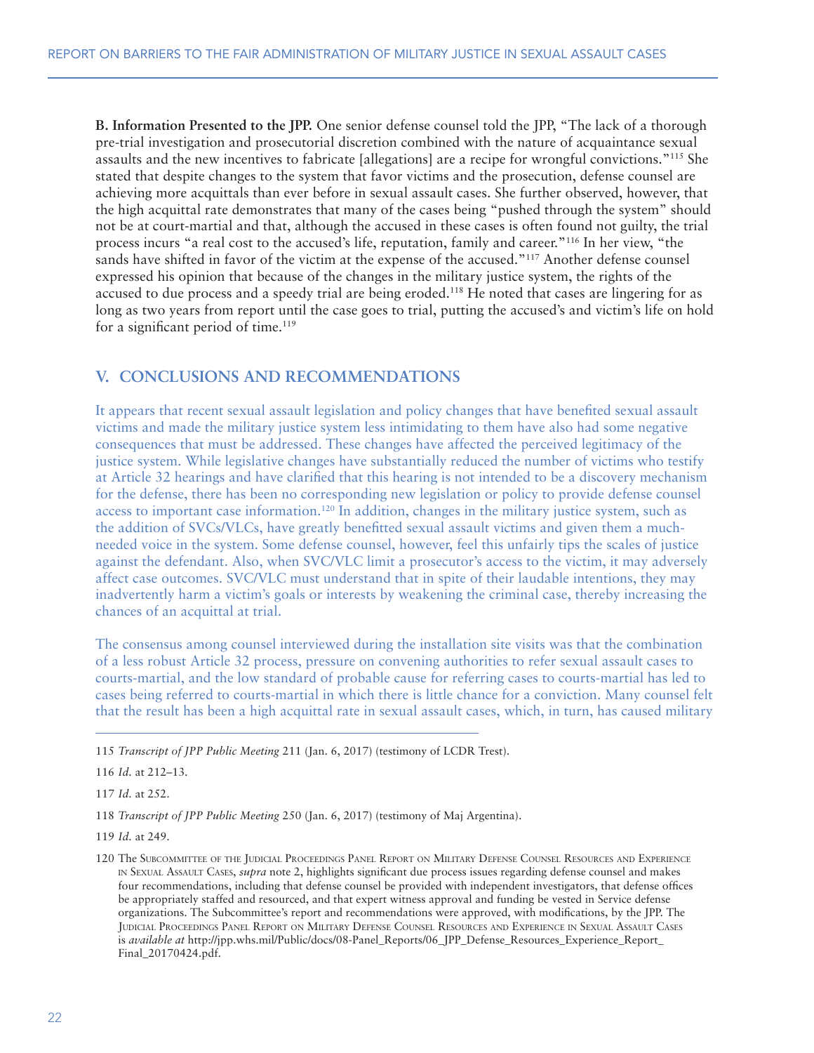**B. Information Presented to the JPP.** One senior defense counsel told the JPP, "The lack of a thorough pre-trial investigation and prosecutorial discretion combined with the nature of acquaintance sexual assaults and the new incentives to fabricate [allegations] are a recipe for wrongful convictions."[115] She stated that despite changes to the system that favor victims and the prosecution, defense counsel are achieving more acquittals than ever before in sexual assault cases. She further observed, however, that the high acquittal rate demonstrates that many of the cases being "pushed through the system" should not be at court-martial and that, although the accused in these cases is often found not guilty, the trial process incurs "a real cost to the accused's life, reputation, family and career."[116] In her view, "the sands have shifted in favor of the victim at the expense of the accused."[117] Another defense counsel expressed his opinion that because of the changes in the military justice system, the rights of the accused to due process and a speedy trial are being eroded.[118] He noted that cases are lingering for as long as two years from report until the case goes to trial, putting the accused's and victim's life on hold for a significant period of time.[119]

## V. CONCLUSIONS AND RECOMMENDATIONS

It appears that recent sexual assault legislation and policy changes that have benefited sexual assault victims and made the military justice system less intimidating to them have also had some negative consequences that must be addressed. These changes have affected the perceived legitimacy of the justice system. While legislative changes have substantially reduced the number of victims who testify at Article 32 hearings and have clarified that this hearing is not intended to be a discovery mechanism for the defense, there has been no corresponding new legislation or policy to provide defense counsel access to important case information.[120] In addition, changes in the military justice system, such as the addition of SVCs/VLCs, have greatly benefitted sexual assault victims and given them a much-needed voice in the system. Some defense counsel, however, feel this unfairly tips the scales of justice against the defendant. Also, when SVC/VLC limit a prosecutor's access to the victim, it may adversely affect case outcomes. SVC/VLC must understand that in spite of their laudable intentions, they may inadvertently harm a victim's goals or interests by weakening the criminal case, thereby increasing the chances of an acquittal at trial.

The consensus among counsel interviewed during the installation site visits was that the combination of a less robust Article 32 process, pressure on convening authorities to refer sexual assault cases to courts-martial, and the low standard of probable cause for referring cases to courts-martial has led to cases being referred to courts-martial in which there is little chance for a conviction. Many counsel felt that the result has been a high acquittal rate in sexual assault cases, which, in turn, has caused military

---

115 *Transcript of JPP Public Meeting* 211 (Jan. 6, 2017) (testimony of LCDR Trest).

116 *Id.* at 212–13.

117 *Id.* at 252.

118 *Transcript of JPP Public Meeting* 250 (Jan. 6, 2017) (testimony of Maj Argentina).

119 *Id.* at 249.

120 The Subcommittee of the Judicial Proceedings Panel Report on Military Defense Counsel Resources and Experience in Sexual Assault Cases, *supra* note 2, highlights significant due process issues regarding defense counsel and makes four recommendations, including that defense counsel be provided with independent investigators, that defense offices be appropriately staffed and resourced, and that expert witness approval and funding be vested in Service defense organizations. The Subcommittee's report and recommendations were approved, with modifications, by the JPP. The Judicial Proceedings Panel Report on Military Defense Counsel Resources and Experience in Sexual Assault Cases is *available at* http://jpp.whs.mil/Public/docs/08-Panel_Reports/06_JPP_Defense_Resources_Experience_Report_Final_20170424.pdf.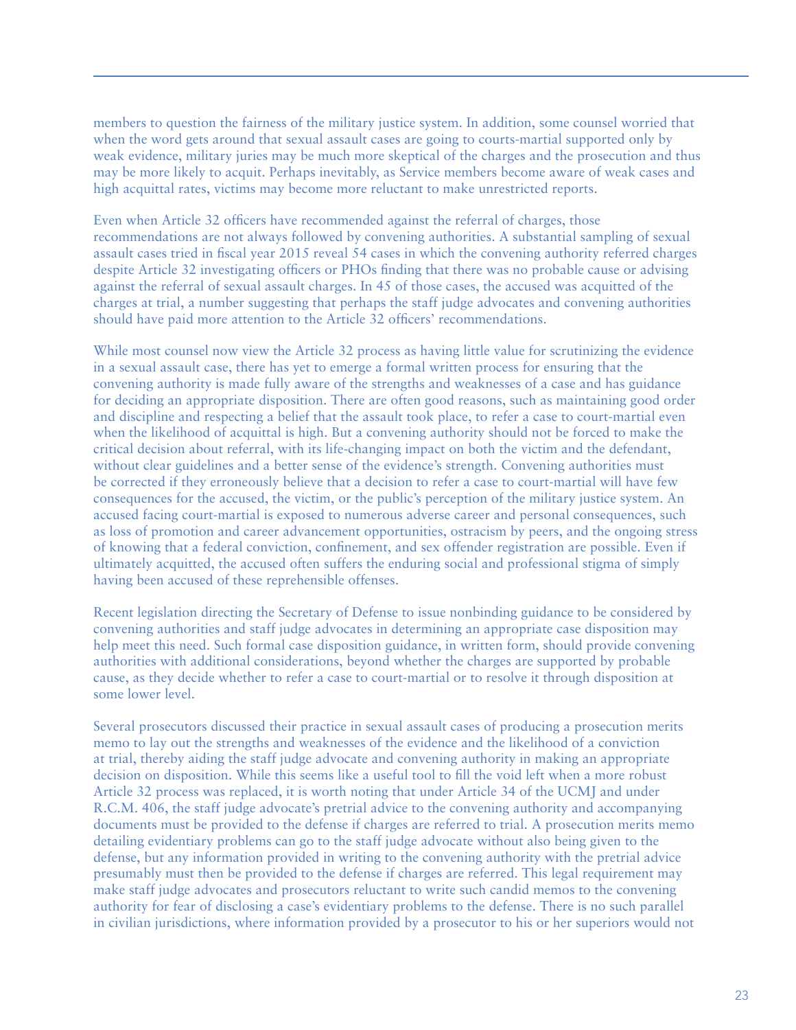members to question the fairness of the military justice system. In addition, some counsel worried that when the word gets around that sexual assault cases are going to courts-martial supported only by weak evidence, military juries may be much more skeptical of the charges and the prosecution and thus may be more likely to acquit. Perhaps inevitably, as Service members become aware of weak cases and high acquittal rates, victims may become more reluctant to make unrestricted reports.

Even when Article 32 officers have recommended against the referral of charges, those recommendations are not always followed by convening authorities. A substantial sampling of sexual assault cases tried in fiscal year 2015 reveal 54 cases in which the convening authority referred charges despite Article 32 investigating officers or PHOs finding that there was no probable cause or advising against the referral of sexual assault charges. In 45 of those cases, the accused was acquitted of the charges at trial, a number suggesting that perhaps the staff judge advocates and convening authorities should have paid more attention to the Article 32 officers' recommendations.

While most counsel now view the Article 32 process as having little value for scrutinizing the evidence in a sexual assault case, there has yet to emerge a formal written process for ensuring that the convening authority is made fully aware of the strengths and weaknesses of a case and has guidance for deciding an appropriate disposition. There are often good reasons, such as maintaining good order and discipline and respecting a belief that the assault took place, to refer a case to court-martial even when the likelihood of acquittal is high. But a convening authority should not be forced to make the critical decision about referral, with its life-changing impact on both the victim and the defendant, without clear guidelines and a better sense of the evidence's strength. Convening authorities must be corrected if they erroneously believe that a decision to refer a case to court-martial will have few consequences for the accused, the victim, or the public's perception of the military justice system. An accused facing court-martial is exposed to numerous adverse career and personal consequences, such as loss of promotion and career advancement opportunities, ostracism by peers, and the ongoing stress of knowing that a federal conviction, confinement, and sex offender registration are possible. Even if ultimately acquitted, the accused often suffers the enduring social and professional stigma of simply having been accused of these reprehensible offenses.

Recent legislation directing the Secretary of Defense to issue nonbinding guidance to be considered by convening authorities and staff judge advocates in determining an appropriate case disposition may help meet this need. Such formal case disposition guidance, in written form, should provide convening authorities with additional considerations, beyond whether the charges are supported by probable cause, as they decide whether to refer a case to court-martial or to resolve it through disposition at some lower level.

Several prosecutors discussed their practice in sexual assault cases of producing a prosecution merits memo to lay out the strengths and weaknesses of the evidence and the likelihood of a conviction at trial, thereby aiding the staff judge advocate and convening authority in making an appropriate decision on disposition. While this seems like a useful tool to fill the void left when a more robust Article 32 process was replaced, it is worth noting that under Article 34 of the UCMJ and under R.C.M. 406, the staff judge advocate's pretrial advice to the convening authority and accompanying documents must be provided to the defense if charges are referred to trial. A prosecution merits memo detailing evidentiary problems can go to the staff judge advocate without also being given to the defense, but any information provided in writing to the convening authority with the pretrial advice presumably must then be provided to the defense if charges are referred. This legal requirement may make staff judge advocates and prosecutors reluctant to write such candid memos to the convening authority for fear of disclosing a case's evidentiary problems to the defense. There is no such parallel in civilian jurisdictions, where information provided by a prosecutor to his or her superiors would not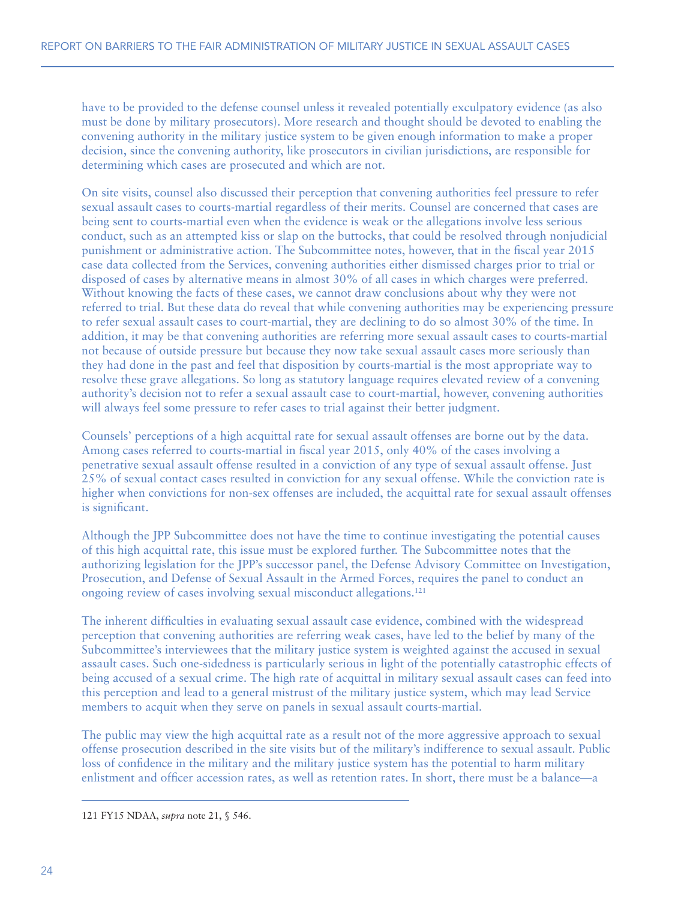have to be provided to the defense counsel unless it revealed potentially exculpatory evidence (as also must be done by military prosecutors). More research and thought should be devoted to enabling the convening authority in the military justice system to be given enough information to make a proper decision, since the convening authority, like prosecutors in civilian jurisdictions, are responsible for determining which cases are prosecuted and which are not.

On site visits, counsel also discussed their perception that convening authorities feel pressure to refer sexual assault cases to courts-martial regardless of their merits. Counsel are concerned that cases are being sent to courts-martial even when the evidence is weak or the allegations involve less serious conduct, such as an attempted kiss or slap on the buttocks, that could be resolved through nonjudicial punishment or administrative action. The Subcommittee notes, however, that in the fiscal year 2015 case data collected from the Services, convening authorities either dismissed charges prior to trial or disposed of cases by alternative means in almost 30% of all cases in which charges were preferred. Without knowing the facts of these cases, we cannot draw conclusions about why they were not referred to trial. But these data do reveal that while convening authorities may be experiencing pressure to refer sexual assault cases to court-martial, they are declining to do so almost 30% of the time. In addition, it may be that convening authorities are referring more sexual assault cases to courts-martial not because of outside pressure but because they now take sexual assault cases more seriously than they had done in the past and feel that disposition by courts-martial is the most appropriate way to resolve these grave allegations. So long as statutory language requires elevated review of a convening authority's decision not to refer a sexual assault case to court-martial, however, convening authorities will always feel some pressure to refer cases to trial against their better judgment.

Counsels' perceptions of a high acquittal rate for sexual assault offenses are borne out by the data. Among cases referred to courts-martial in fiscal year 2015, only 40% of the cases involving a penetrative sexual assault offense resulted in a conviction of any type of sexual assault offense. Just 25% of sexual contact cases resulted in conviction for any sexual offense. While the conviction rate is higher when convictions for non-sex offenses are included, the acquittal rate for sexual assault offenses is significant.

Although the JPP Subcommittee does not have the time to continue investigating the potential causes of this high acquittal rate, this issue must be explored further. The Subcommittee notes that the authorizing legislation for the JPP's successor panel, the Defense Advisory Committee on Investigation, Prosecution, and Defense of Sexual Assault in the Armed Forces, requires the panel to conduct an ongoing review of cases involving sexual misconduct allegations.[121]

The inherent difficulties in evaluating sexual assault case evidence, combined with the widespread perception that convening authorities are referring weak cases, have led to the belief by many of the Subcommittee's interviewees that the military justice system is weighted against the accused in sexual assault cases. Such one-sidedness is particularly serious in light of the potentially catastrophic effects of being accused of a sexual crime. The high rate of acquittal in military sexual assault cases can feed into this perception and lead to a general mistrust of the military justice system, which may lead Service members to acquit when they serve on panels in sexual assault courts-martial.

The public may view the high acquittal rate as a result not of the more aggressive approach to sexual offense prosecution described in the site visits but of the military's indifference to sexual assault. Public loss of confidence in the military and the military justice system has the potential to harm military enlistment and officer accession rates, as well as retention rates. In short, there must be a balance—a

---

121 FY15 NDAA, *supra* note 21, § 546.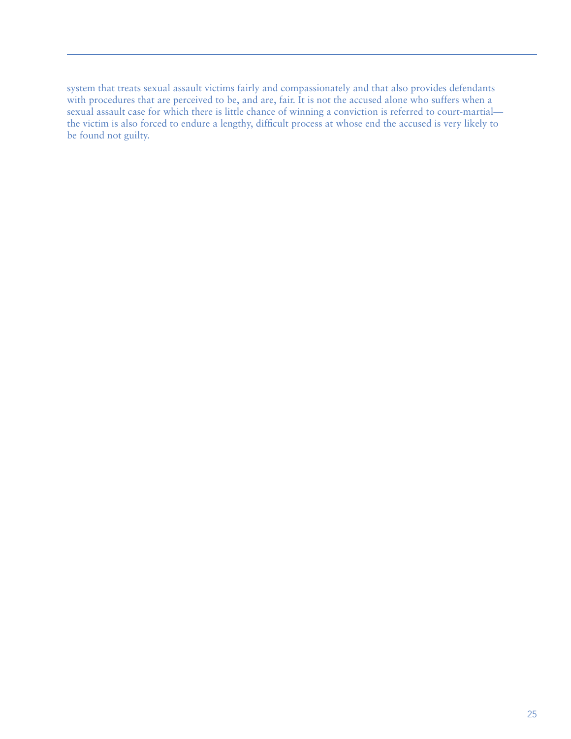system that treats sexual assault victims fairly and compassionately and that also provides defendants with procedures that are perceived to be, and are, fair. It is not the accused alone who suffers when a sexual assault case for which there is little chance of winning a conviction is referred to court-martial—the victim is also forced to endure a lengthy, difficult process at whose end the accused is very likely to be found not guilty.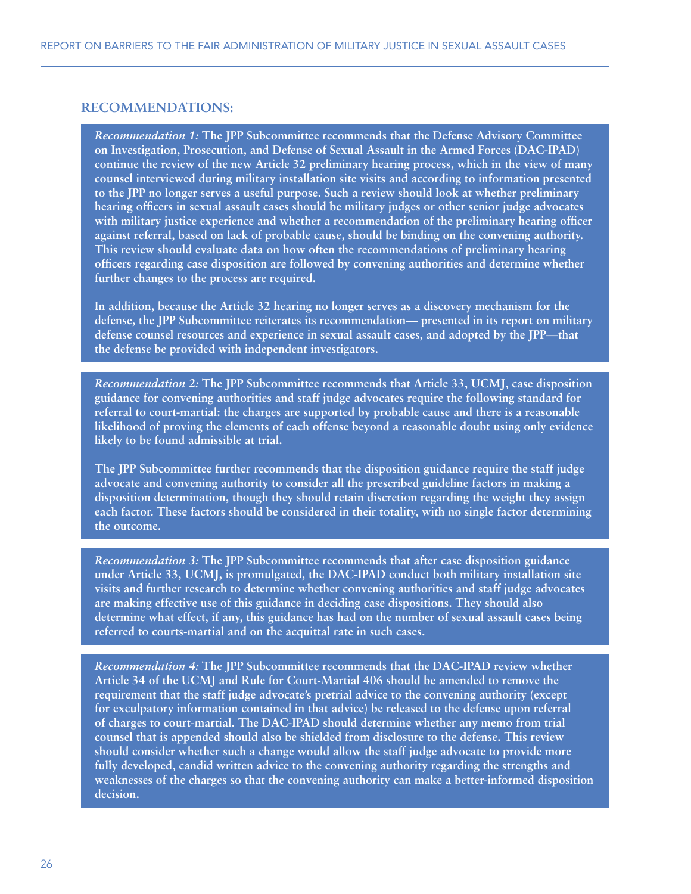## RECOMMENDATIONS:

*Recommendation 1:* **The JPP Subcommittee recommends that the Defense Advisory Committee on Investigation, Prosecution, and Defense of Sexual Assault in the Armed Forces (DAC-IPAD) continue the review of the new Article 32 preliminary hearing process, which in the view of many counsel interviewed during military installation site visits and according to information presented to the JPP no longer serves a useful purpose. Such a review should look at whether preliminary hearing officers in sexual assault cases should be military judges or other senior judge advocates with military justice experience and whether a recommendation of the preliminary hearing officer against referral, based on lack of probable cause, should be binding on the convening authority. This review should evaluate data on how often the recommendations of preliminary hearing officers regarding case disposition are followed by convening authorities and determine whether further changes to the process are required.**

**In addition, because the Article 32 hearing no longer serves as a discovery mechanism for the defense, the JPP Subcommittee reiterates its recommendation— presented in its report on military defense counsel resources and experience in sexual assault cases, and adopted by the JPP—that the defense be provided with independent investigators.**

*Recommendation 2:* **The JPP Subcommittee recommends that Article 33, UCMJ, case disposition guidance for convening authorities and staff judge advocates require the following standard for referral to court-martial: the charges are supported by probable cause and there is a reasonable likelihood of proving the elements of each offense beyond a reasonable doubt using only evidence likely to be found admissible at trial.**

**The JPP Subcommittee further recommends that the disposition guidance require the staff judge advocate and convening authority to consider all the prescribed guideline factors in making a disposition determination, though they should retain discretion regarding the weight they assign each factor. These factors should be considered in their totality, with no single factor determining the outcome.**

*Recommendation 3:* **The JPP Subcommittee recommends that after case disposition guidance under Article 33, UCMJ, is promulgated, the DAC-IPAD conduct both military installation site visits and further research to determine whether convening authorities and staff judge advocates are making effective use of this guidance in deciding case dispositions. They should also determine what effect, if any, this guidance has had on the number of sexual assault cases being referred to courts-martial and on the acquittal rate in such cases.**

*Recommendation 4:* **The JPP Subcommittee recommends that the DAC-IPAD review whether Article 34 of the UCMJ and Rule for Court-Martial 406 should be amended to remove the requirement that the staff judge advocate's pretrial advice to the convening authority (except for exculpatory information contained in that advice) be released to the defense upon referral of charges to court-martial. The DAC-IPAD should determine whether any memo from trial counsel that is appended should also be shielded from disclosure to the defense. This review should consider whether such a change would allow the staff judge advocate to provide more fully developed, candid written advice to the convening authority regarding the strengths and weaknesses of the charges so that the convening authority can make a better-informed disposition decision.**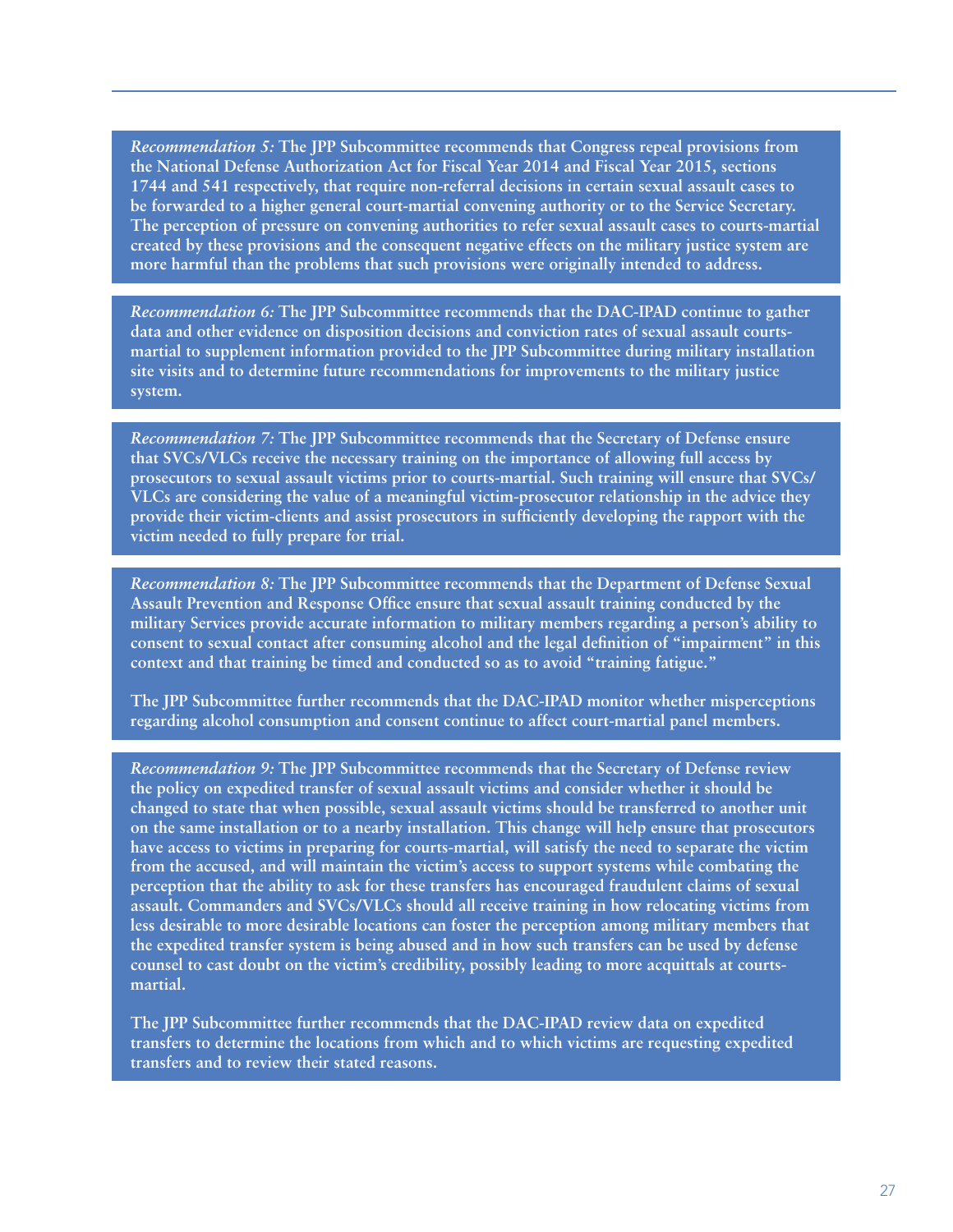*Recommendation 5:* **The JPP Subcommittee recommends that Congress repeal provisions from the National Defense Authorization Act for Fiscal Year 2014 and Fiscal Year 2015, sections 1744 and 541 respectively, that require non-referral decisions in certain sexual assault cases to be forwarded to a higher general court-martial convening authority or to the Service Secretary. The perception of pressure on convening authorities to refer sexual assault cases to courts-martial created by these provisions and the consequent negative effects on the military justice system are more harmful than the problems that such provisions were originally intended to address.**

*Recommendation 6:* **The JPP Subcommittee recommends that the DAC-IPAD continue to gather data and other evidence on disposition decisions and conviction rates of sexual assault courts-martial to supplement information provided to the JPP Subcommittee during military installation site visits and to determine future recommendations for improvements to the military justice system.**

*Recommendation 7:* **The JPP Subcommittee recommends that the Secretary of Defense ensure that SVCs/VLCs receive the necessary training on the importance of allowing full access by prosecutors to sexual assault victims prior to courts-martial. Such training will ensure that SVCs/VLCs are considering the value of a meaningful victim-prosecutor relationship in the advice they provide their victim-clients and assist prosecutors in sufficiently developing the rapport with the victim needed to fully prepare for trial.**

*Recommendation 8:* **The JPP Subcommittee recommends that the Department of Defense Sexual Assault Prevention and Response Office ensure that sexual assault training conducted by the military Services provide accurate information to military members regarding a person's ability to consent to sexual contact after consuming alcohol and the legal definition of "impairment" in this context and that training be timed and conducted so as to avoid "training fatigue."**

**The JPP Subcommittee further recommends that the DAC-IPAD monitor whether misperceptions regarding alcohol consumption and consent continue to affect court-martial panel members.**

*Recommendation 9:* **The JPP Subcommittee recommends that the Secretary of Defense review the policy on expedited transfer of sexual assault victims and consider whether it should be changed to state that when possible, sexual assault victims should be transferred to another unit on the same installation or to a nearby installation. This change will help ensure that prosecutors have access to victims in preparing for courts-martial, will satisfy the need to separate the victim from the accused, and will maintain the victim's access to support systems while combating the perception that the ability to ask for these transfers has encouraged fraudulent claims of sexual assault. Commanders and SVCs/VLCs should all receive training in how relocating victims from less desirable to more desirable locations can foster the perception among military members that the expedited transfer system is being abused and in how such transfers can be used by defense counsel to cast doubt on the victim's credibility, possibly leading to more acquittals at courts-martial.**

**The JPP Subcommittee further recommends that the DAC-IPAD review data on expedited transfers to determine the locations from which and to which victims are requesting expedited transfers and to review their stated reasons.**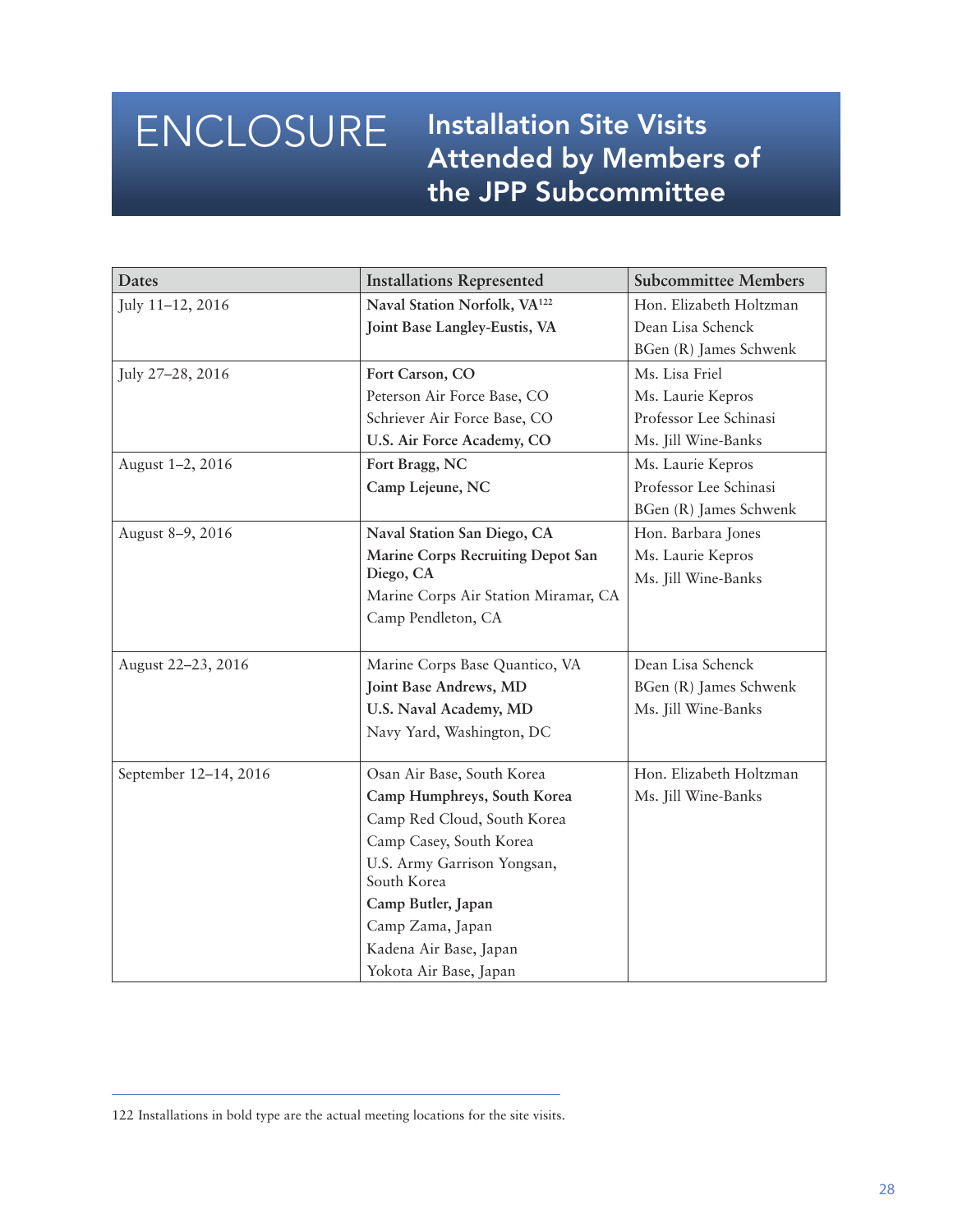# ENCLOSURE Installation Site Visits Attended by Members of the JPP Subcommittee

| Dates | Installations Represented | Subcommittee Members |
|---|---|---|
| July 11–12, 2016 | **Naval Station Norfolk, VA**[122]<br>**Joint Base Langley-Eustis, VA** | Hon. Elizabeth Holtzman<br>Dean Lisa Schenck<br>BGen (R) James Schwenk |
| July 27–28, 2016 | **Fort Carson, CO**<br>Peterson Air Force Base, CO<br>Schriever Air Force Base, CO<br>**U.S. Air Force Academy, CO** | Ms. Lisa Friel<br>Ms. Laurie Kepros<br>Professor Lee Schinasi<br>Ms. Jill Wine-Banks |
| August 1–2, 2016 | **Fort Bragg, NC**<br>**Camp Lejeune, NC** | Ms. Laurie Kepros<br>Professor Lee Schinasi<br>BGen (R) James Schwenk |
| August 8–9, 2016 | **Naval Station San Diego, CA**<br>**Marine Corps Recruiting Depot San Diego, CA**<br>Marine Corps Air Station Miramar, CA<br>Camp Pendleton, CA | Hon. Barbara Jones<br>Ms. Laurie Kepros<br>Ms. Jill Wine-Banks |
| August 22–23, 2016 | Marine Corps Base Quantico, VA<br>**Joint Base Andrews, MD**<br>**U.S. Naval Academy, MD**<br>Navy Yard, Washington, DC | Dean Lisa Schenck<br>BGen (R) James Schwenk<br>Ms. Jill Wine-Banks |
| September 12–14, 2016 | Osan Air Base, South Korea<br>**Camp Humphreys, South Korea**<br>Camp Red Cloud, South Korea<br>Camp Casey, South Korea<br>U.S. Army Garrison Yongsan, South Korea<br>**Camp Butler, Japan**<br>Camp Zama, Japan<br>Kadena Air Base, Japan<br>Yokota Air Base, Japan | Hon. Elizabeth Holtzman<br>Ms. Jill Wine-Banks |

122 Installations in bold type are the actual meeting locations for the site visits.